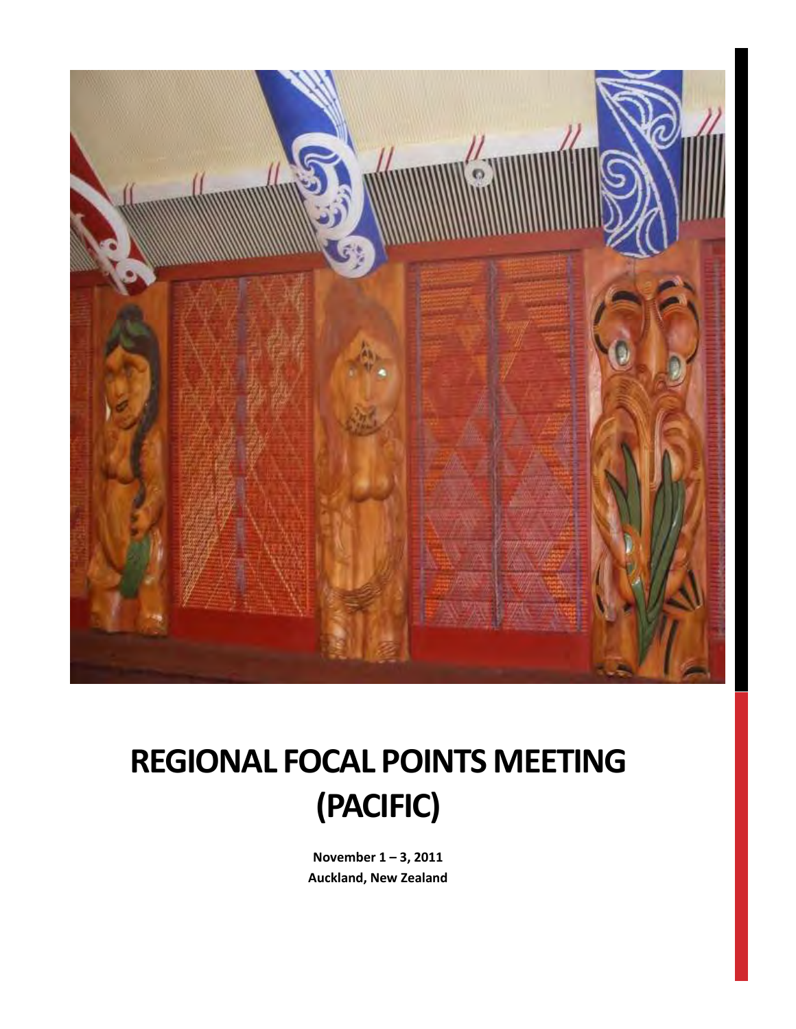# REGIONAL FOCAL POINTS MEETING (PACIFIC)

**November 1 – 3, 2011**
**Auckland, New Zealand**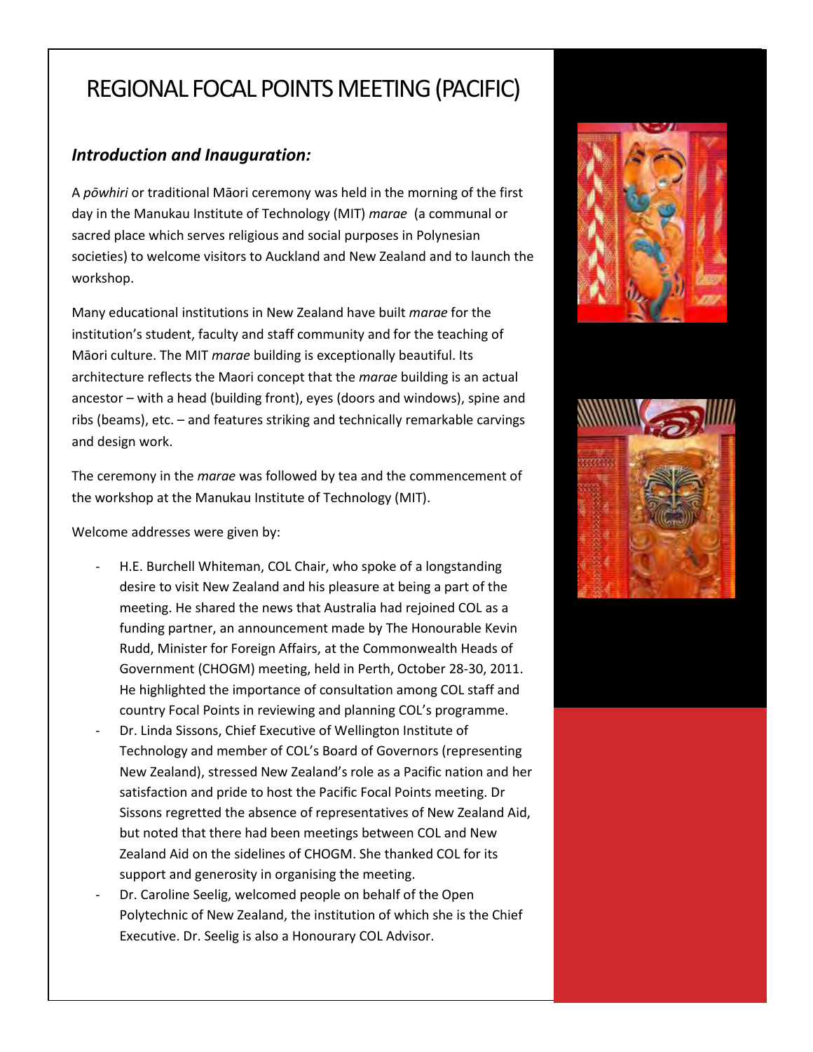# REGIONAL FOCAL POINTS MEETING (PACIFIC)

### *Introduction and Inauguration:*

A *pōwhiri* or traditional Māori ceremony was held in the morning of the first day in the Manukau Institute of Technology (MIT) *marae* (a communal or sacred place which serves religious and social purposes in Polynesian societies) to welcome visitors to Auckland and New Zealand and to launch the workshop.

Many educational institutions in New Zealand have built *marae* for the institution's student, faculty and staff community and for the teaching of Māori culture. The MIT *marae* building is exceptionally beautiful. Its architecture reflects the Maori concept that the *marae* building is an actual ancestor – with a head (building front), eyes (doors and windows), spine and ribs (beams), etc. – and features striking and technically remarkable carvings and design work.

The ceremony in the *marae* was followed by tea and the commencement of the workshop at the Manukau Institute of Technology (MIT).

Welcome addresses were given by:

- H.E. Burchell Whiteman, COL Chair, who spoke of a longstanding desire to visit New Zealand and his pleasure at being a part of the meeting. He shared the news that Australia had rejoined COL as a funding partner, an announcement made by The Honourable Kevin Rudd, Minister for Foreign Affairs, at the Commonwealth Heads of Government (CHOGM) meeting, held in Perth, October 28-30, 2011. He highlighted the importance of consultation among COL staff and country Focal Points in reviewing and planning COL's programme.
- Dr. Linda Sissons, Chief Executive of Wellington Institute of Technology and member of COL's Board of Governors (representing New Zealand), stressed New Zealand's role as a Pacific nation and her satisfaction and pride to host the Pacific Focal Points meeting. Dr Sissons regretted the absence of representatives of New Zealand Aid, but noted that there had been meetings between COL and New Zealand Aid on the sidelines of CHOGM. She thanked COL for its support and generosity in organising the meeting.
- Dr. Caroline Seelig, welcomed people on behalf of the Open Polytechnic of New Zealand, the institution of which she is the Chief Executive. Dr. Seelig is also a Honourary COL Advisor.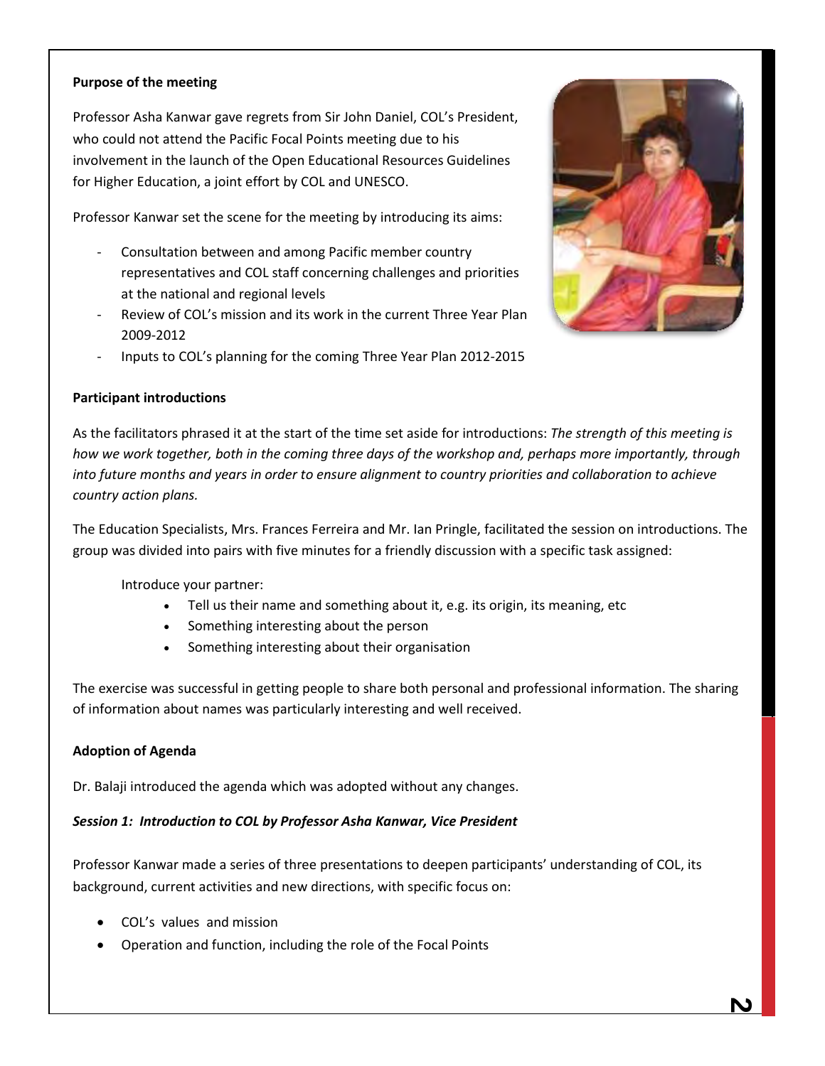**Purpose of the meeting**

Professor Asha Kanwar gave regrets from Sir John Daniel, COL's President, who could not attend the Pacific Focal Points meeting due to his involvement in the launch of the Open Educational Resources Guidelines for Higher Education, a joint effort by COL and UNESCO.

Professor Kanwar set the scene for the meeting by introducing its aims:

- Consultation between and among Pacific member country representatives and COL staff concerning challenges and priorities at the national and regional levels
- Review of COL's mission and its work in the current Three Year Plan 2009-2012
- Inputs to COL's planning for the coming Three Year Plan 2012-2015

**Participant introductions**

As the facilitators phrased it at the start of the time set aside for introductions: *The strength of this meeting is how we work together, both in the coming three days of the workshop and, perhaps more importantly, through into future months and years in order to ensure alignment to country priorities and collaboration to achieve country action plans.*

The Education Specialists, Mrs. Frances Ferreira and Mr. Ian Pringle, facilitated the session on introductions. The group was divided into pairs with five minutes for a friendly discussion with a specific task assigned:

Introduce your partner:

- Tell us their name and something about it, e.g. its origin, its meaning, etc
- Something interesting about the person
- Something interesting about their organisation

The exercise was successful in getting people to share both personal and professional information. The sharing of information about names was particularly interesting and well received.

**Adoption of Agenda**

Dr. Balaji introduced the agenda which was adopted without any changes.

***Session 1: Introduction to COL by Professor Asha Kanwar, Vice President***

Professor Kanwar made a series of three presentations to deepen participants' understanding of COL, its background, current activities and new directions, with specific focus on:

- COL's values and mission
- Operation and function, including the role of the Focal Points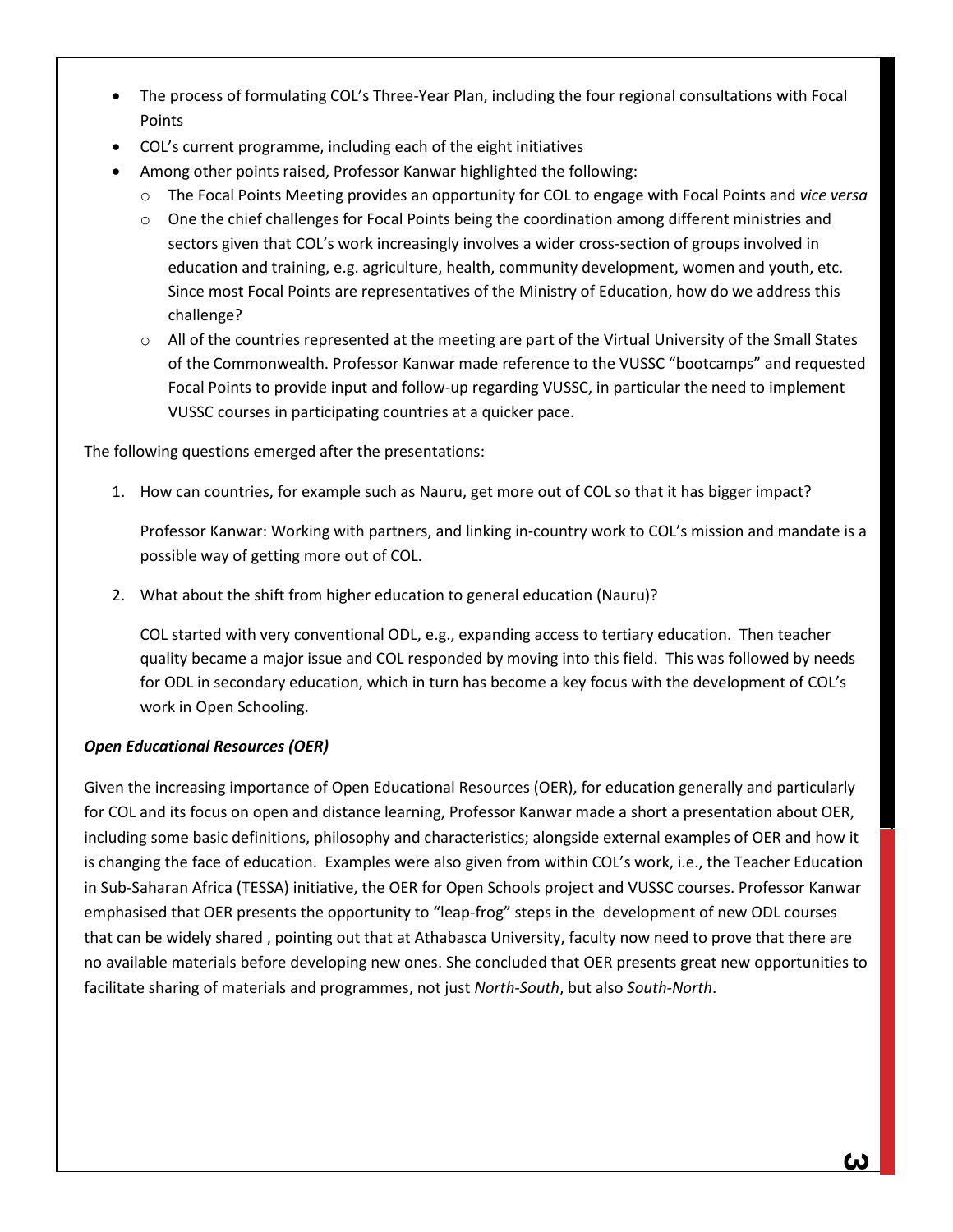- The process of formulating COL's Three-Year Plan, including the four regional consultations with Focal Points
- COL's current programme, including each of the eight initiatives
- Among other points raised, Professor Kanwar highlighted the following:
  - The Focal Points Meeting provides an opportunity for COL to engage with Focal Points and *vice versa*
  - One the chief challenges for Focal Points being the coordination among different ministries and sectors given that COL's work increasingly involves a wider cross-section of groups involved in education and training, e.g. agriculture, health, community development, women and youth, etc. Since most Focal Points are representatives of the Ministry of Education, how do we address this challenge?
  - All of the countries represented at the meeting are part of the Virtual University of the Small States of the Commonwealth. Professor Kanwar made reference to the VUSSC "bootcamps" and requested Focal Points to provide input and follow-up regarding VUSSC, in particular the need to implement VUSSC courses in participating countries at a quicker pace.

The following questions emerged after the presentations:

1. How can countries, for example such as Nauru, get more out of COL so that it has bigger impact?

   Professor Kanwar: Working with partners, and linking in-country work to COL's mission and mandate is a possible way of getting more out of COL.

2. What about the shift from higher education to general education (Nauru)?

   COL started with very conventional ODL, e.g., expanding access to tertiary education. Then teacher quality became a major issue and COL responded by moving into this field. This was followed by needs for ODL in secondary education, which in turn has become a key focus with the development of COL's work in Open Schooling.

***Open Educational Resources (OER)***

Given the increasing importance of Open Educational Resources (OER), for education generally and particularly for COL and its focus on open and distance learning, Professor Kanwar made a short a presentation about OER, including some basic definitions, philosophy and characteristics; alongside external examples of OER and how it is changing the face of education. Examples were also given from within COL's work, i.e., the Teacher Education in Sub-Saharan Africa (TESSA) initiative, the OER for Open Schools project and VUSSC courses. Professor Kanwar emphasised that OER presents the opportunity to "leap-frog" steps in the development of new ODL courses that can be widely shared , pointing out that at Athabasca University, faculty now need to prove that there are no available materials before developing new ones. She concluded that OER presents great new opportunities to facilitate sharing of materials and programmes, not just *North-South*, but also *South-North*.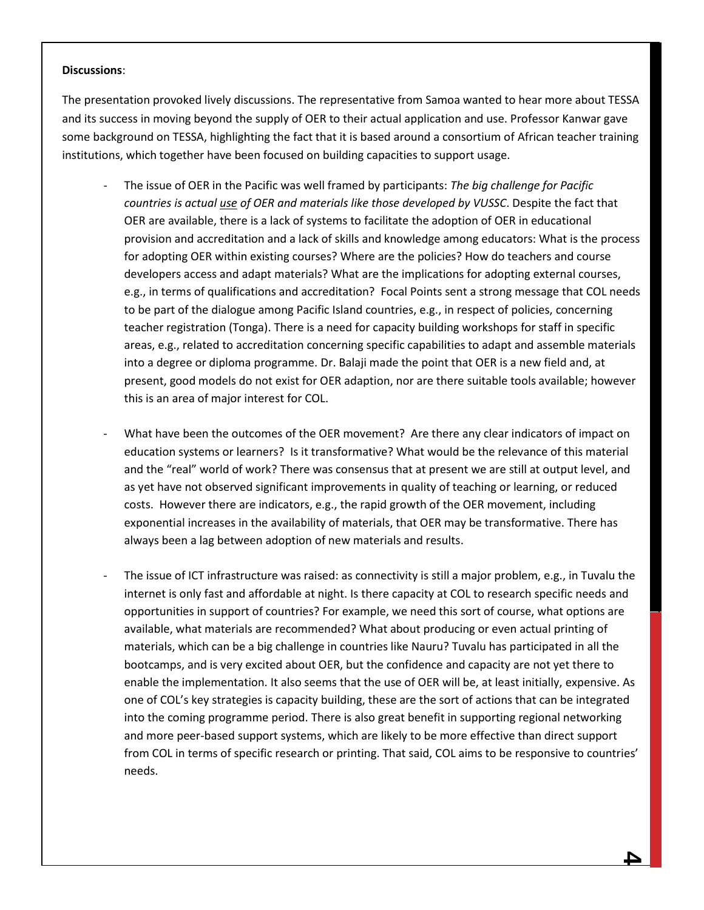**Discussions**:

The presentation provoked lively discussions. The representative from Samoa wanted to hear more about TESSA and its success in moving beyond the supply of OER to their actual application and use. Professor Kanwar gave some background on TESSA, highlighting the fact that it is based around a consortium of African teacher training institutions, which together have been focused on building capacities to support usage.

- The issue of OER in the Pacific was well framed by participants: *The big challenge for Pacific countries is actual <u>use</u> of OER and materials like those developed by VUSSC*. Despite the fact that OER are available, there is a lack of systems to facilitate the adoption of OER in educational provision and accreditation and a lack of skills and knowledge among educators: What is the process for adopting OER within existing courses? Where are the policies? How do teachers and course developers access and adapt materials? What are the implications for adopting external courses, e.g., in terms of qualifications and accreditation? Focal Points sent a strong message that COL needs to be part of the dialogue among Pacific Island countries, e.g., in respect of policies, concerning teacher registration (Tonga). There is a need for capacity building workshops for staff in specific areas, e.g., related to accreditation concerning specific capabilities to adapt and assemble materials into a degree or diploma programme. Dr. Balaji made the point that OER is a new field and, at present, good models do not exist for OER adaption, nor are there suitable tools available; however this is an area of major interest for COL.

- What have been the outcomes of the OER movement? Are there any clear indicators of impact on education systems or learners? Is it transformative? What would be the relevance of this material and the "real" world of work? There was consensus that at present we are still at output level, and as yet have not observed significant improvements in quality of teaching or learning, or reduced costs. However there are indicators, e.g., the rapid growth of the OER movement, including exponential increases in the availability of materials, that OER may be transformative. There has always been a lag between adoption of new materials and results.

- The issue of ICT infrastructure was raised: as connectivity is still a major problem, e.g., in Tuvalu the internet is only fast and affordable at night. Is there capacity at COL to research specific needs and opportunities in support of countries? For example, we need this sort of course, what options are available, what materials are recommended? What about producing or even actual printing of materials, which can be a big challenge in countries like Nauru? Tuvalu has participated in all the bootcamps, and is very excited about OER, but the confidence and capacity are not yet there to enable the implementation. It also seems that the use of OER will be, at least initially, expensive. As one of COL's key strategies is capacity building, these are the sort of actions that can be integrated into the coming programme period. There is also great benefit in supporting regional networking and more peer-based support systems, which are likely to be more effective than direct support from COL in terms of specific research or printing. That said, COL aims to be responsive to countries' needs.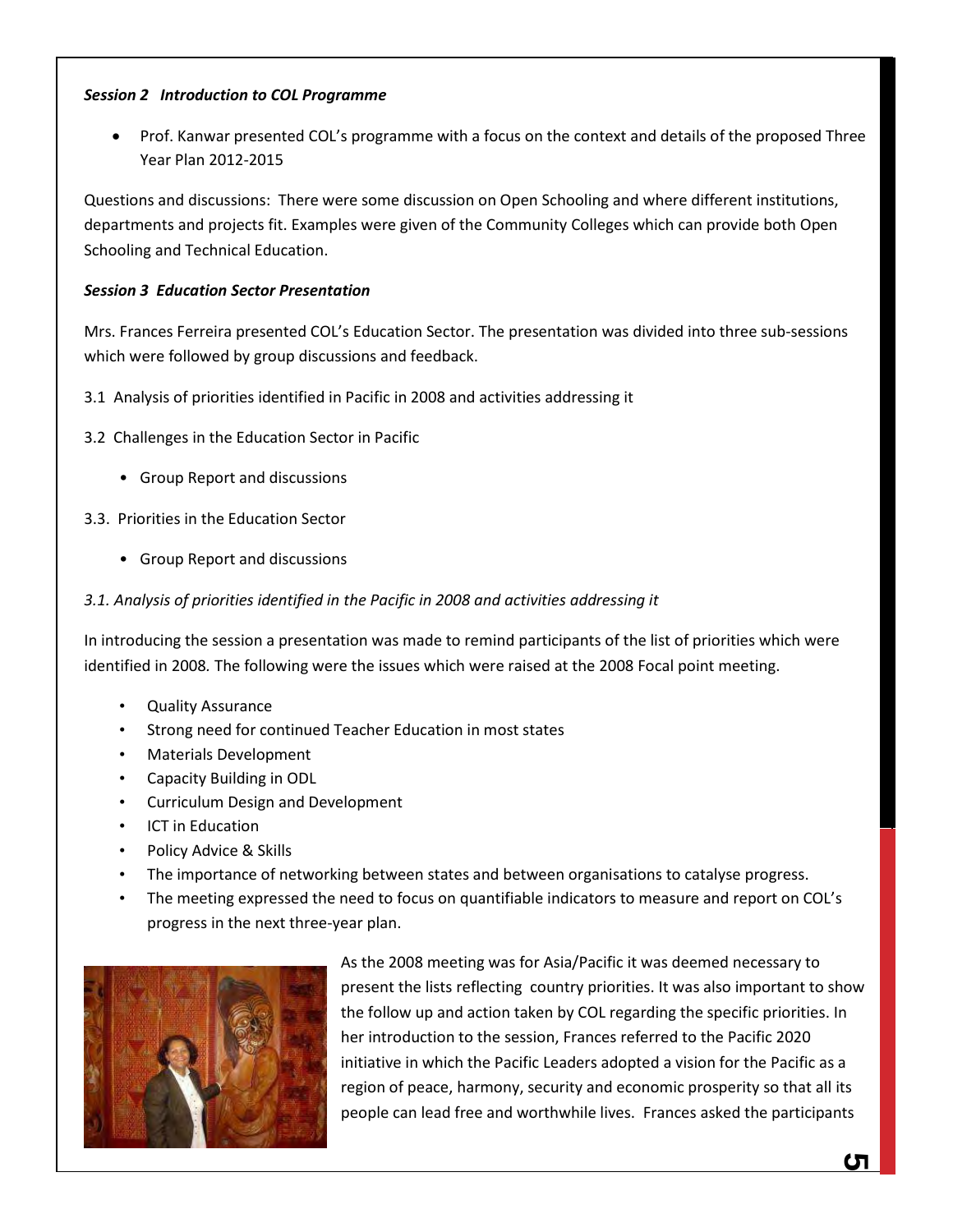***Session 2 Introduction to COL Programme***

- Prof. Kanwar presented COL's programme with a focus on the context and details of the proposed Three Year Plan 2012-2015

Questions and discussions: There were some discussion on Open Schooling and where different institutions, departments and projects fit. Examples were given of the Community Colleges which can provide both Open Schooling and Technical Education.

***Session 3 Education Sector Presentation***

Mrs. Frances Ferreira presented COL's Education Sector. The presentation was divided into three sub-sessions which were followed by group discussions and feedback.

3.1 Analysis of priorities identified in Pacific in 2008 and activities addressing it

3.2 Challenges in the Education Sector in Pacific

- Group Report and discussions

3.3. Priorities in the Education Sector

- Group Report and discussions

*3.1. Analysis of priorities identified in the Pacific in 2008 and activities addressing it*

In introducing the session a presentation was made to remind participants of the list of priorities which were identified in 2008. The following were the issues which were raised at the 2008 Focal point meeting.

- Quality Assurance
- Strong need for continued Teacher Education in most states
- Materials Development
- Capacity Building in ODL
- Curriculum Design and Development
- ICT in Education
- Policy Advice & Skills
- The importance of networking between states and between organisations to catalyse progress.
- The meeting expressed the need to focus on quantifiable indicators to measure and report on COL's progress in the next three-year plan.

As the 2008 meeting was for Asia/Pacific it was deemed necessary to present the lists reflecting country priorities. It was also important to show the follow up and action taken by COL regarding the specific priorities. In her introduction to the session, Frances referred to the Pacific 2020 initiative in which the Pacific Leaders adopted a vision for the Pacific as a region of peace, harmony, security and economic prosperity so that all its people can lead free and worthwhile lives. Frances asked the participants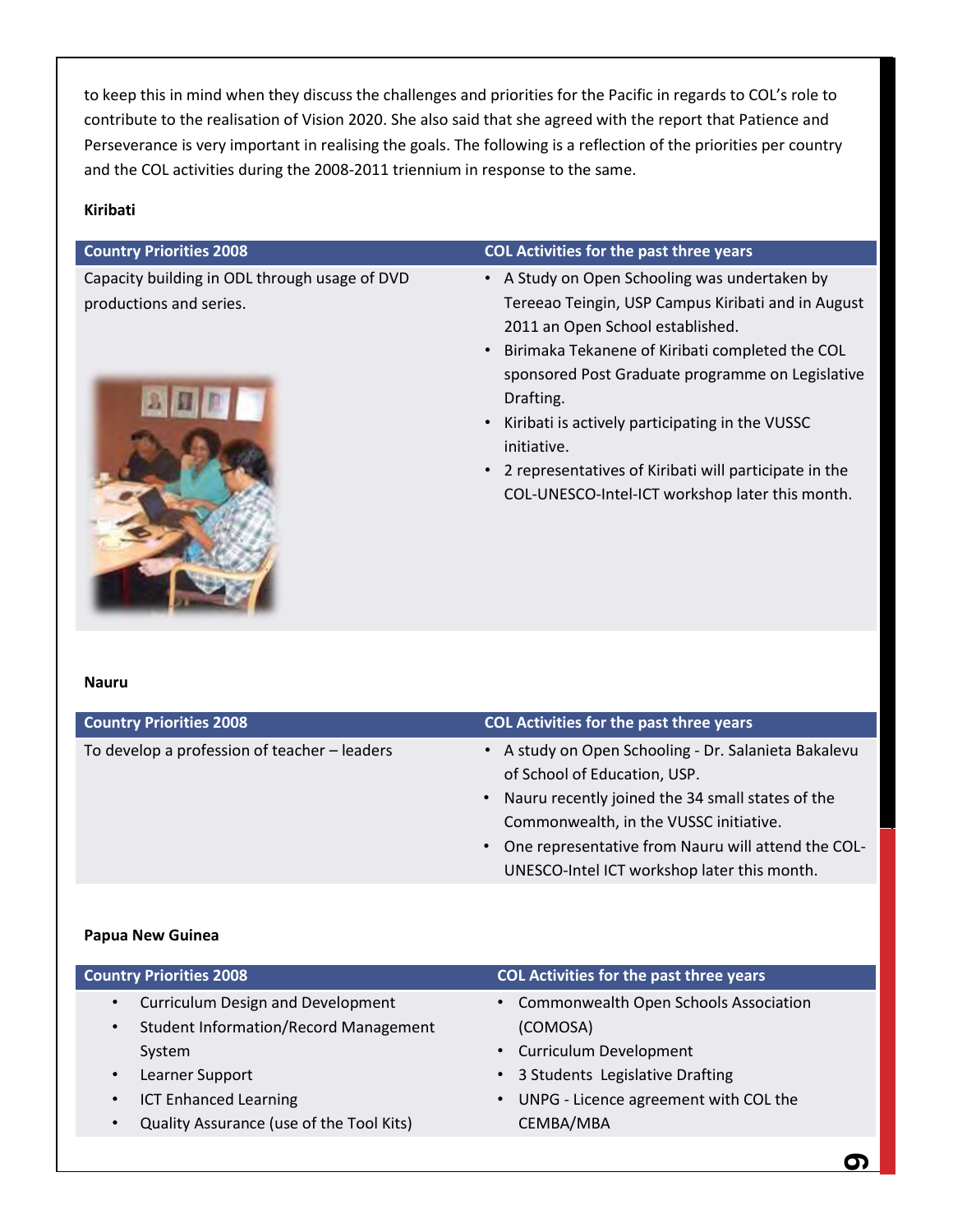to keep this in mind when they discuss the challenges and priorities for the Pacific in regards to COL's role to contribute to the realisation of Vision 2020. She also said that she agreed with the report that Patience and Perseverance is very important in realising the goals. The following is a reflection of the priorities per country and the COL activities during the 2008-2011 triennium in response to the same.

**Kiribati**

| Country Priorities 2008 | COL Activities for the past three years |
|---|---|
| Capacity building in ODL through usage of DVD productions and series. | • A Study on Open Schooling was undertaken by Tereeao Teingin, USP Campus Kiribati and in August 2011 an Open School established.<br>• Birimaka Tekanene of Kiribati completed the COL sponsored Post Graduate programme on Legislative Drafting.<br>• Kiribati is actively participating in the VUSSC initiative.<br>• 2 representatives of Kiribati will participate in the COL-UNESCO-Intel-ICT workshop later this month. |

**Nauru**

| Country Priorities 2008 | COL Activities for the past three years |
|---|---|
| To develop a profession of teacher – leaders | • A study on Open Schooling - Dr. Salanieta Bakalevu of School of Education, USP.<br>• Nauru recently joined the 34 small states of the Commonwealth, in the VUSSC initiative.<br>• One representative from Nauru will attend the COL-UNESCO-Intel ICT workshop later this month. |

**Papua New Guinea**

| Country Priorities 2008 | COL Activities for the past three years |
|---|---|
| • Curriculum Design and Development<br>• Student Information/Record Management System<br>• Learner Support<br>• ICT Enhanced Learning<br>• Quality Assurance (use of the Tool Kits) | • Commonwealth Open Schools Association (COMOSA)<br>• Curriculum Development<br>• 3 Students Legislative Drafting<br>• UNPG - Licence agreement with COL the CEMBA/MBA |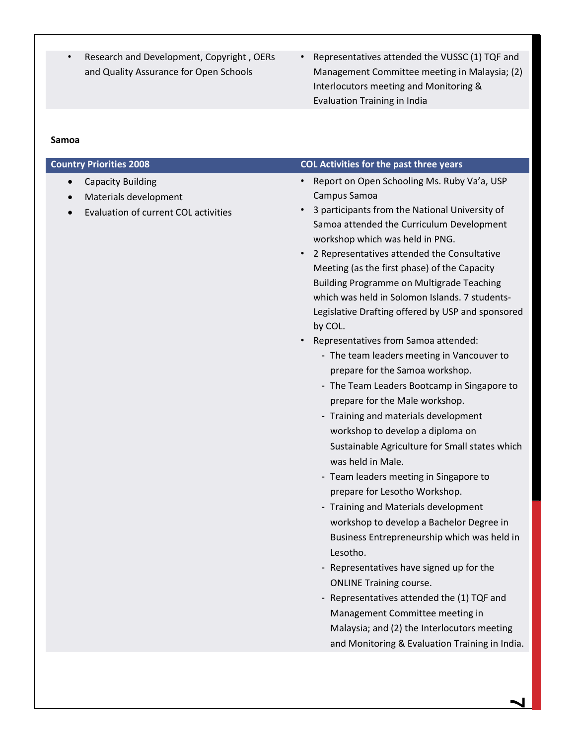| | |
|---|---|
| • Research and Development, Copyright , OERs and Quality Assurance for Open Schools | • Representatives attended the VUSSC (1) TQF and Management Committee meeting in Malaysia; (2) Interlocutors meeting and Monitoring & Evaluation Training in India |

**Samoa**

| Country Priorities 2008 | COL Activities for the past three years |
|---|---|
| • Capacity Building<br>• Materials development<br>• Evaluation of current COL activities | • Report on Open Schooling Ms. Ruby Va'a, USP Campus Samoa<br>• 3 participants from the National University of Samoa attended the Curriculum Development workshop which was held in PNG.<br>• 2 Representatives attended the Consultative Meeting (as the first phase) of the Capacity Building Programme on Multigrade Teaching which was held in Solomon Islands. 7 students- Legislative Drafting offered by USP and sponsored by COL.<br>• Representatives from Samoa attended:<br>- The team leaders meeting in Vancouver to prepare for the Samoa workshop.<br>- The Team Leaders Bootcamp in Singapore to prepare for the Male workshop.<br>- Training and materials development workshop to develop a diploma on Sustainable Agriculture for Small states which was held in Male.<br>- Team leaders meeting in Singapore to prepare for Lesotho Workshop.<br>- Training and Materials development workshop to develop a Bachelor Degree in Business Entrepreneurship which was held in Lesotho.<br>- Representatives have signed up for the ONLINE Training course.<br>- Representatives attended the (1) TQF and Management Committee meeting in Malaysia; and (2) the Interlocutors meeting and Monitoring & Evaluation Training in India. |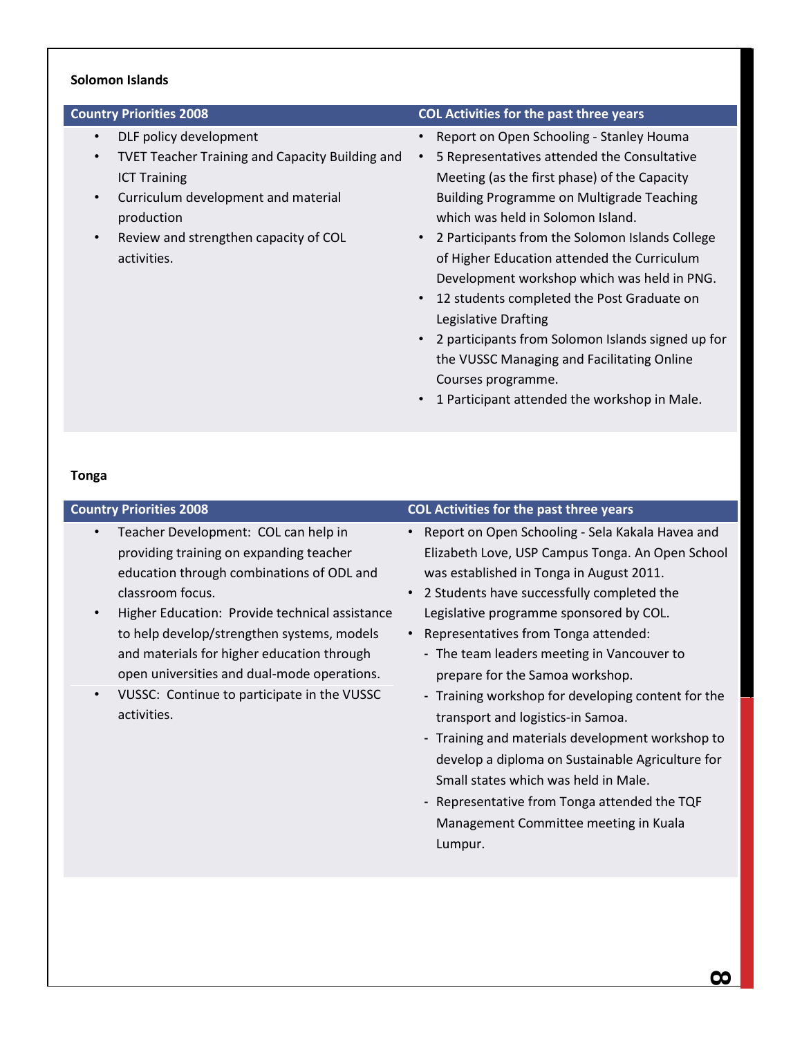**Solomon Islands**

| Country Priorities 2008 | COL Activities for the past three years |
| --- | --- |
| • DLF policy development<br>• TVET Teacher Training and Capacity Building and ICT Training<br>• Curriculum development and material production<br>• Review and strengthen capacity of COL activities. | • Report on Open Schooling - Stanley Houma<br>• 5 Representatives attended the Consultative Meeting (as the first phase) of the Capacity Building Programme on Multigrade Teaching which was held in Solomon Island.<br>• 2 Participants from the Solomon Islands College of Higher Education attended the Curriculum Development workshop which was held in PNG.<br>• 12 students completed the Post Graduate on Legislative Drafting<br>• 2 participants from Solomon Islands signed up for the VUSSC Managing and Facilitating Online Courses programme.<br>• 1 Participant attended the workshop in Male. |

**Tonga**

| Country Priorities 2008 | COL Activities for the past three years |
| --- | --- |
| • Teacher Development: COL can help in providing training on expanding teacher education through combinations of ODL and classroom focus.<br>• Higher Education: Provide technical assistance to help develop/strengthen systems, models and materials for higher education through open universities and dual-mode operations.<br>• VUSSC: Continue to participate in the VUSSC activities. | • Report on Open Schooling - Sela Kakala Havea and Elizabeth Love, USP Campus Tonga. An Open School was established in Tonga in August 2011.<br>• 2 Students have successfully completed the Legislative programme sponsored by COL.<br>• Representatives from Tonga attended:<br>- The team leaders meeting in Vancouver to prepare for the Samoa workshop.<br>- Training workshop for developing content for the transport and logistics-in Samoa.<br>- Training and materials development workshop to develop a diploma on Sustainable Agriculture for Small states which was held in Male.<br>- Representative from Tonga attended the TQF Management Committee meeting in Kuala Lumpur. |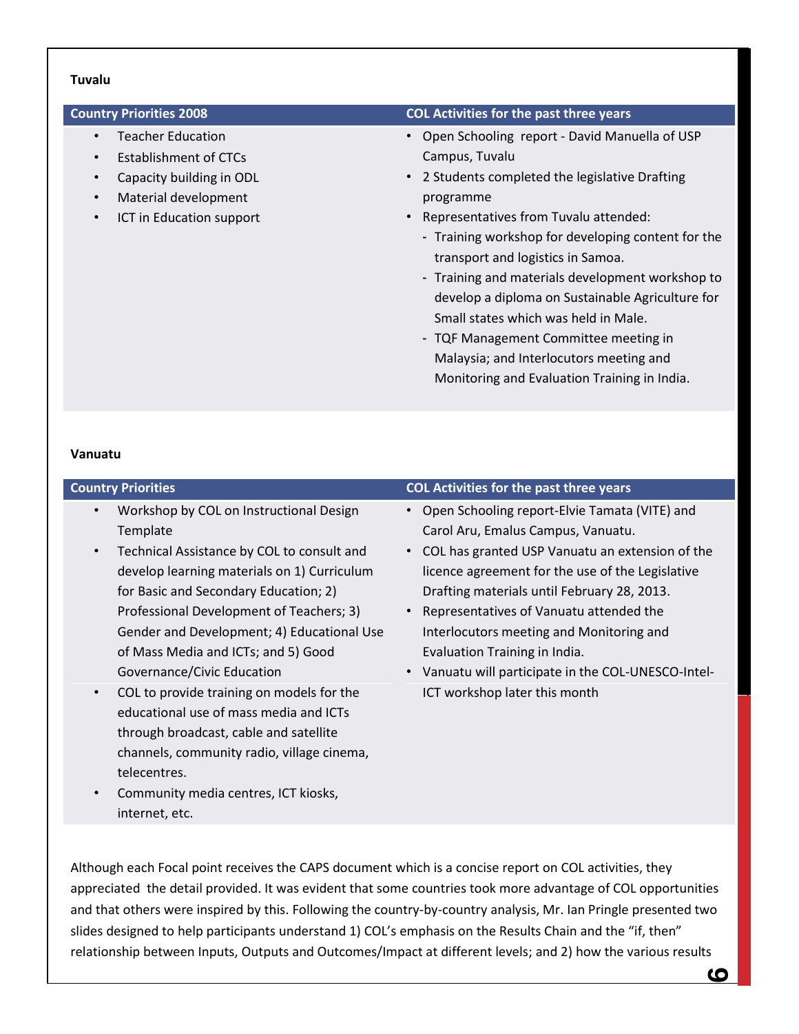**Tuvalu**

| Country Priorities 2008 | COL Activities for the past three years |
|---|---|
| • Teacher Education<br>• Establishment of CTCs<br>• Capacity building in ODL<br>• Material development<br>• ICT in Education support | • Open Schooling report - David Manuella of USP Campus, Tuvalu<br>• 2 Students completed the legislative Drafting programme<br>• Representatives from Tuvalu attended:<br>- Training workshop for developing content for the transport and logistics in Samoa.<br>- Training and materials development workshop to develop a diploma on Sustainable Agriculture for Small states which was held in Male.<br>- TQF Management Committee meeting in Malaysia; and Interlocutors meeting and Monitoring and Evaluation Training in India. |

**Vanuatu**

| Country Priorities | COL Activities for the past three years |
|---|---|
| • Workshop by COL on Instructional Design Template<br>• Technical Assistance by COL to consult and develop learning materials on 1) Curriculum for Basic and Secondary Education; 2) Professional Development of Teachers; 3) Gender and Development; 4) Educational Use of Mass Media and ICTs; and 5) Good Governance/Civic Education<br>• COL to provide training on models for the educational use of mass media and ICTs through broadcast, cable and satellite channels, community radio, village cinema, telecentres.<br>• Community media centres, ICT kiosks, internet, etc. | • Open Schooling report-Elvie Tamata (VITE) and Carol Aru, Emalus Campus, Vanuatu.<br>• COL has granted USP Vanuatu an extension of the licence agreement for the use of the Legislative Drafting materials until February 28, 2013.<br>• Representatives of Vanuatu attended the Interlocutors meeting and Monitoring and Evaluation Training in India.<br>• Vanuatu will participate in the COL-UNESCO-Intel-ICT workshop later this month |

Although each Focal point receives the CAPS document which is a concise report on COL activities, they appreciated the detail provided. It was evident that some countries took more advantage of COL opportunities and that others were inspired by this. Following the country-by-country analysis, Mr. Ian Pringle presented two slides designed to help participants understand 1) COL's emphasis on the Results Chain and the "if, then" relationship between Inputs, Outputs and Outcomes/Impact at different levels; and 2) how the various results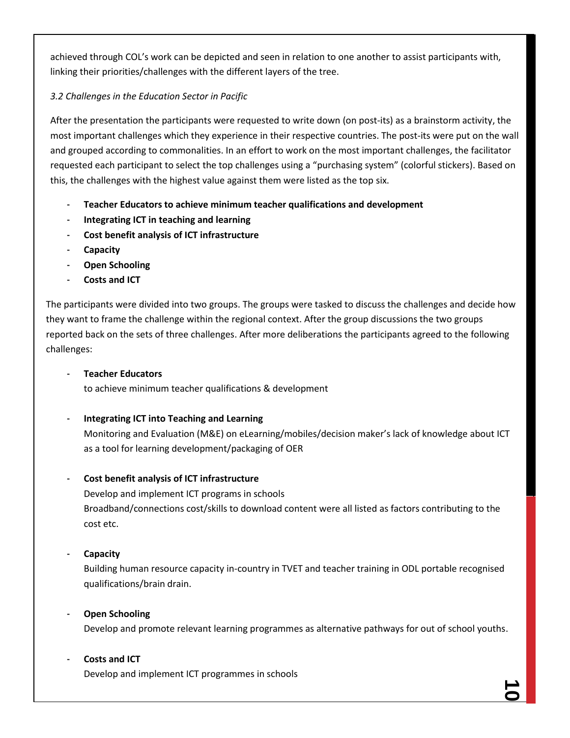achieved through COL's work can be depicted and seen in relation to one another to assist participants with, linking their priorities/challenges with the different layers of the tree.

### *3.2 Challenges in the Education Sector in Pacific*

After the presentation the participants were requested to write down (on post-its) as a brainstorm activity, the most important challenges which they experience in their respective countries. The post-its were put on the wall and grouped according to commonalities. In an effort to work on the most important challenges, the facilitator requested each participant to select the top challenges using a "purchasing system" (colorful stickers). Based on this, the challenges with the highest value against them were listed as the top six.

- **Teacher Educators to achieve minimum teacher qualifications and development**
- **Integrating ICT in teaching and learning**
- **Cost benefit analysis of ICT infrastructure**
- **Capacity**
- **Open Schooling**
- **Costs and ICT**

The participants were divided into two groups. The groups were tasked to discuss the challenges and decide how they want to frame the challenge within the regional context. After the group discussions the two groups reported back on the sets of three challenges. After more deliberations the participants agreed to the following challenges:

- **Teacher Educators**
  to achieve minimum teacher qualifications & development

- **Integrating ICT into Teaching and Learning**
  Monitoring and Evaluation (M&E) on eLearning/mobiles/decision maker's lack of knowledge about ICT as a tool for learning development/packaging of OER

- **Cost benefit analysis of ICT infrastructure**
  Develop and implement ICT programs in schools
  Broadband/connections cost/skills to download content were all listed as factors contributing to the cost etc.

- **Capacity**
  Building human resource capacity in-country in TVET and teacher training in ODL portable recognised qualifications/brain drain.

- **Open Schooling**
  Develop and promote relevant learning programmes as alternative pathways for out of school youths.

- **Costs and ICT**
  Develop and implement ICT programmes in schools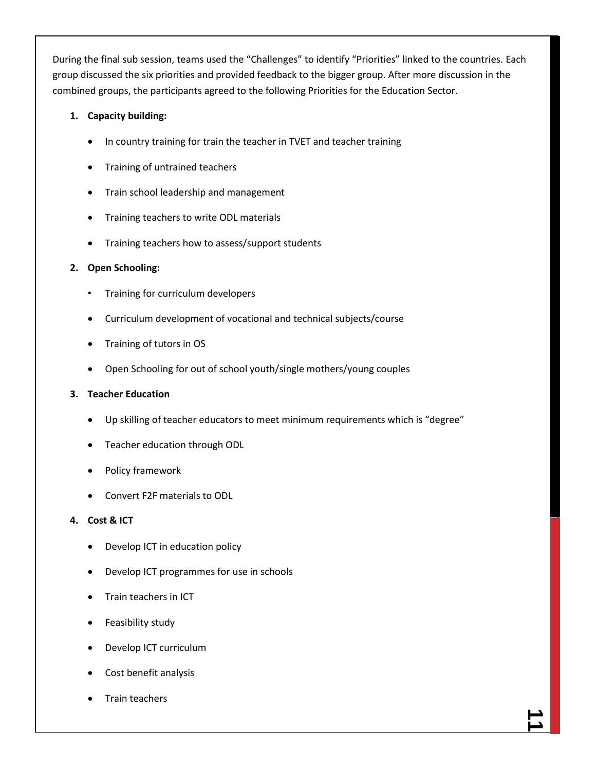During the final sub session, teams used the "Challenges" to identify "Priorities" linked to the countries. Each group discussed the six priorities and provided feedback to the bigger group. After more discussion in the combined groups, the participants agreed to the following Priorities for the Education Sector.

1. **Capacity building:**
   - In country training for train the teacher in TVET and teacher training
   - Training of untrained teachers
   - Train school leadership and management
   - Training teachers to write ODL materials
   - Training teachers how to assess/support students

2. **Open Schooling:**
   - Training for curriculum developers
   - Curriculum development of vocational and technical subjects/course
   - Training of tutors in OS
   - Open Schooling for out of school youth/single mothers/young couples

3. **Teacher Education**
   - Up skilling of teacher educators to meet minimum requirements which is "degree"
   - Teacher education through ODL
   - Policy framework
   - Convert F2F materials to ODL

4. **Cost & ICT**
   - Develop ICT in education policy
   - Develop ICT programmes for use in schools
   - Train teachers in ICT
   - Feasibility study
   - Develop ICT curriculum
   - Cost benefit analysis
   - Train teachers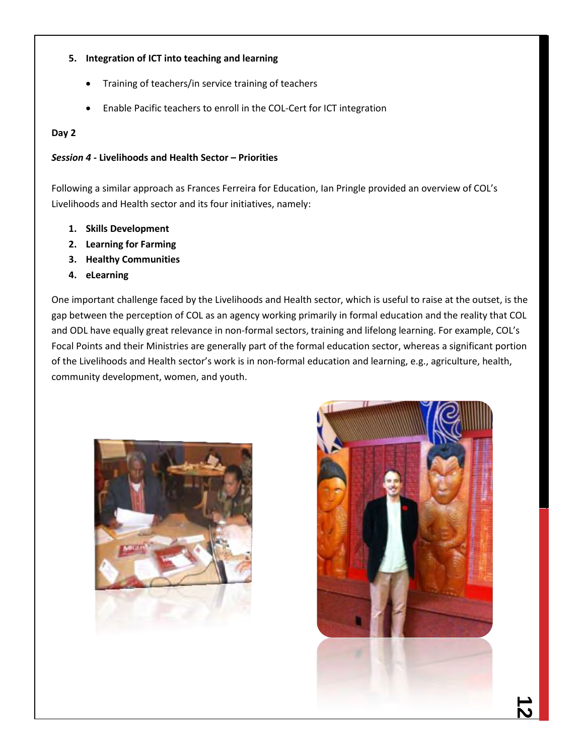5. **Integration of ICT into teaching and learning**
    - Training of teachers/in service training of teachers
    - Enable Pacific teachers to enroll in the COL-Cert for ICT integration

**Day 2**

***Session 4* - Livelihoods and Health Sector – Priorities**

Following a similar approach as Frances Ferreira for Education, Ian Pringle provided an overview of COL's Livelihoods and Health sector and its four initiatives, namely:

1. **Skills Development**
2. **Learning for Farming**
3. **Healthy Communities**
4. **eLearning**

One important challenge faced by the Livelihoods and Health sector, which is useful to raise at the outset, is the gap between the perception of COL as an agency working primarily in formal education and the reality that COL and ODL have equally great relevance in non-formal sectors, training and lifelong learning. For example, COL's Focal Points and their Ministries are generally part of the formal education sector, whereas a significant portion of the Livelihoods and Health sector's work is in non-formal education and learning, e.g., agriculture, health, community development, women, and youth.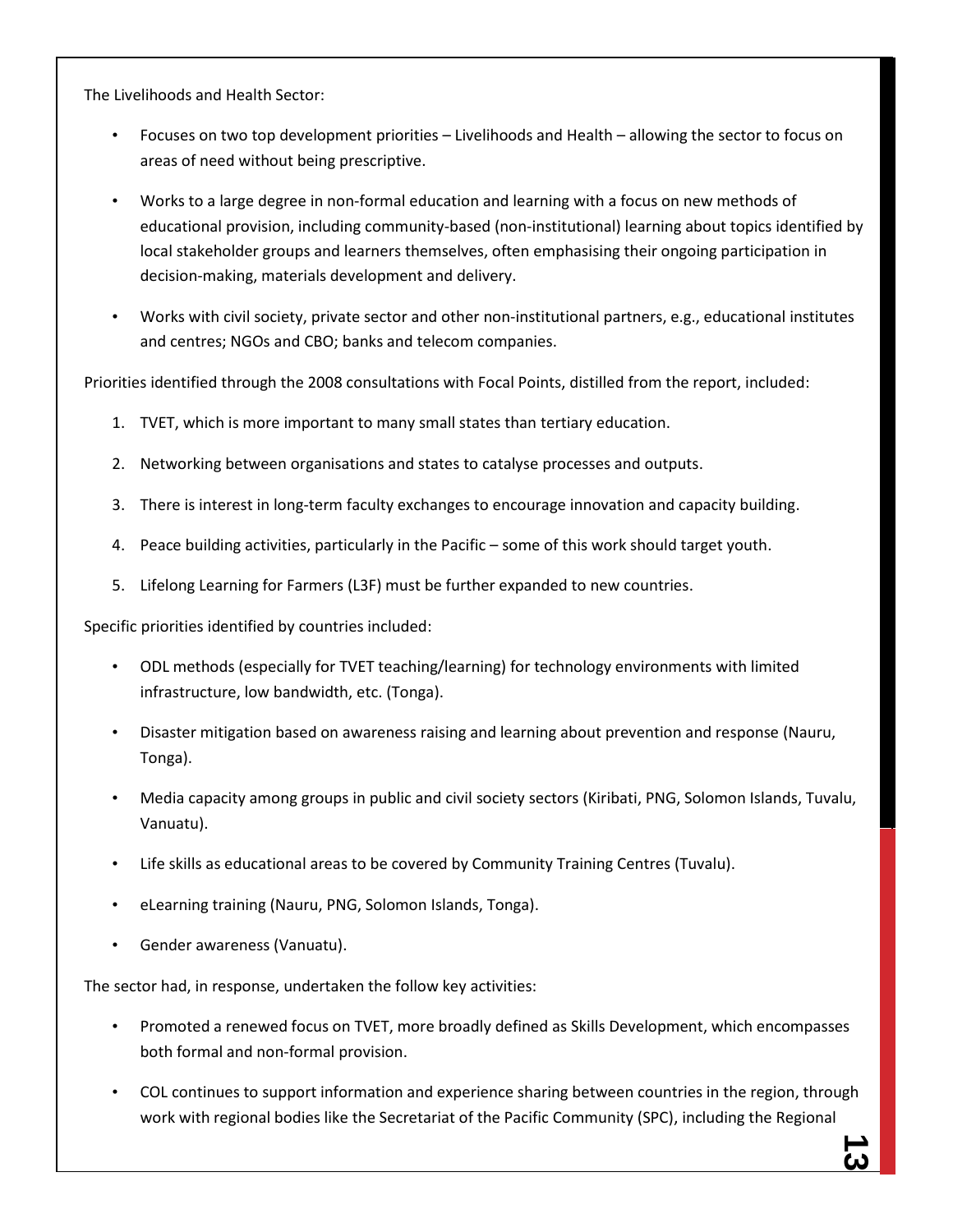The Livelihoods and Health Sector:

- Focuses on two top development priorities – Livelihoods and Health – allowing the sector to focus on areas of need without being prescriptive.
- Works to a large degree in non-formal education and learning with a focus on new methods of educational provision, including community-based (non-institutional) learning about topics identified by local stakeholder groups and learners themselves, often emphasising their ongoing participation in decision-making, materials development and delivery.
- Works with civil society, private sector and other non-institutional partners, e.g., educational institutes and centres; NGOs and CBO; banks and telecom companies.

Priorities identified through the 2008 consultations with Focal Points, distilled from the report, included:

1. TVET, which is more important to many small states than tertiary education.
2. Networking between organisations and states to catalyse processes and outputs.
3. There is interest in long-term faculty exchanges to encourage innovation and capacity building.
4. Peace building activities, particularly in the Pacific – some of this work should target youth.
5. Lifelong Learning for Farmers (L3F) must be further expanded to new countries.

Specific priorities identified by countries included:

- ODL methods (especially for TVET teaching/learning) for technology environments with limited infrastructure, low bandwidth, etc. (Tonga).
- Disaster mitigation based on awareness raising and learning about prevention and response (Nauru, Tonga).
- Media capacity among groups in public and civil society sectors (Kiribati, PNG, Solomon Islands, Tuvalu, Vanuatu).
- Life skills as educational areas to be covered by Community Training Centres (Tuvalu).
- eLearning training (Nauru, PNG, Solomon Islands, Tonga).
- Gender awareness (Vanuatu).

The sector had, in response, undertaken the follow key activities:

- Promoted a renewed focus on TVET, more broadly defined as Skills Development, which encompasses both formal and non-formal provision.
- COL continues to support information and experience sharing between countries in the region, through work with regional bodies like the Secretariat of the Pacific Community (SPC), including the Regional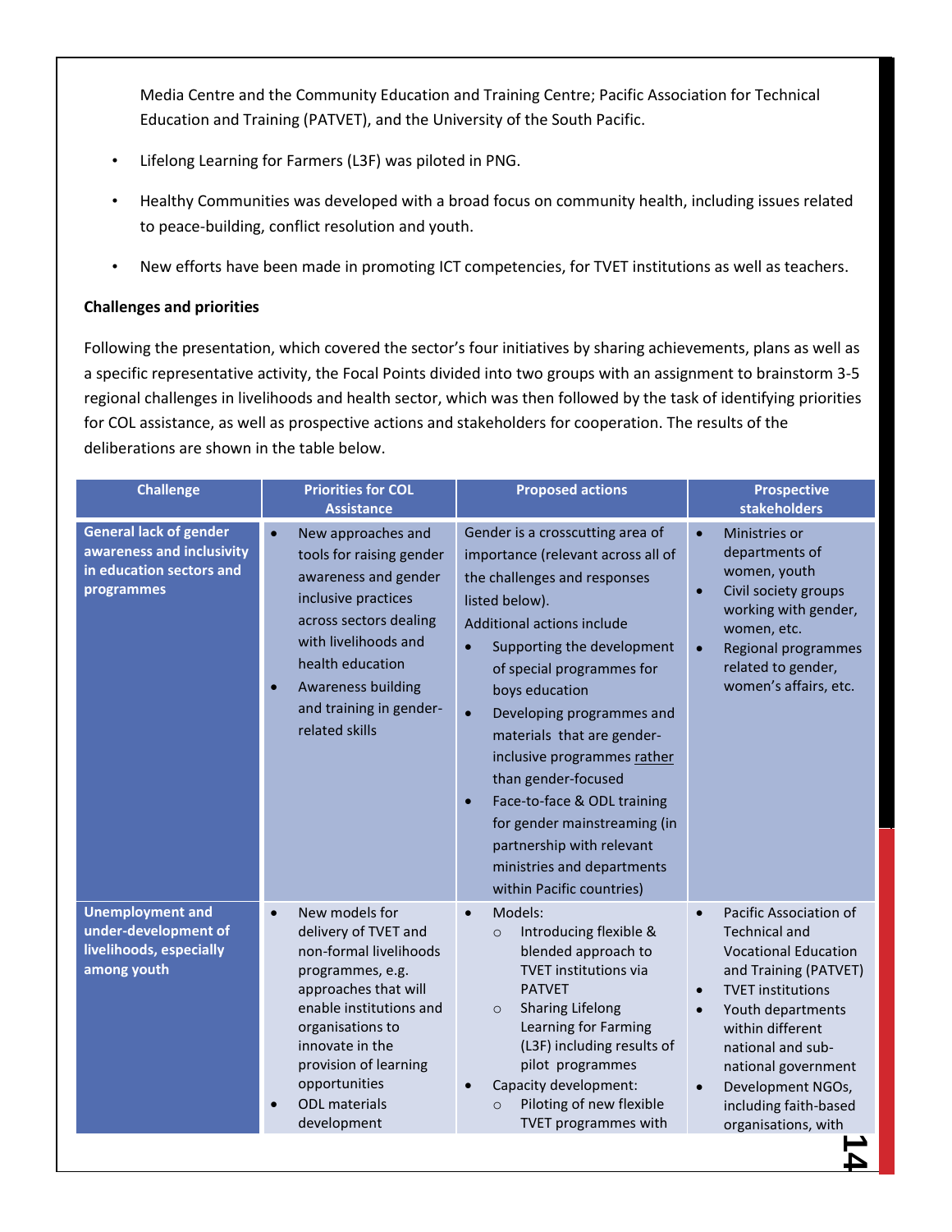Media Centre and the Community Education and Training Centre; Pacific Association for Technical Education and Training (PATVET), and the University of the South Pacific.

- Lifelong Learning for Farmers (L3F) was piloted in PNG.
- Healthy Communities was developed with a broad focus on community health, including issues related to peace-building, conflict resolution and youth.
- New efforts have been made in promoting ICT competencies, for TVET institutions as well as teachers.

**Challenges and priorities**

Following the presentation, which covered the sector's four initiatives by sharing achievements, plans as well as a specific representative activity, the Focal Points divided into two groups with an assignment to brainstorm 3-5 regional challenges in livelihoods and health sector, which was then followed by the task of identifying priorities for COL assistance, as well as prospective actions and stakeholders for cooperation. The results of the deliberations are shown in the table below.

| Challenge | Priorities for COL Assistance | Proposed actions | Prospective stakeholders |
|---|---|---|---|
| **General lack of gender awareness and inclusivity in education sectors and programmes** | • New approaches and tools for raising gender awareness and gender inclusive practices across sectors dealing with livelihoods and health education<br>• Awareness building and training in gender-related skills | Gender is a crosscutting area of importance (relevant across all of the challenges and responses listed below).<br>Additional actions include<br>• Supporting the development of special programmes for boys education<br>• Developing programmes and materials that are gender-inclusive programmes rather than gender-focused<br>• Face-to-face & ODL training for gender mainstreaming (in partnership with relevant ministries and departments within Pacific countries) | • Ministries or departments of women, youth<br>• Civil society groups working with gender, women, etc.<br>• Regional programmes related to gender, women's affairs, etc. |
| **Unemployment and under-development of livelihoods, especially among youth** | • New models for delivery of TVET and non-formal livelihoods programmes, e.g. approaches that will enable institutions and organisations to innovate in the provision of learning opportunities<br>• ODL materials development | • Models:<br>&nbsp;&nbsp;○ Introducing flexible & blended approach to TVET institutions via PATVET<br>&nbsp;&nbsp;○ Sharing Lifelong Learning for Farming (L3F) including results of pilot programmes<br>• Capacity development:<br>&nbsp;&nbsp;○ Piloting of new flexible TVET programmes with | • Pacific Association of Technical and Vocational Education and Training (PATVET)<br>• TVET institutions<br>• Youth departments within different national and sub-national government<br>• Development NGOs, including faith-based organisations, with |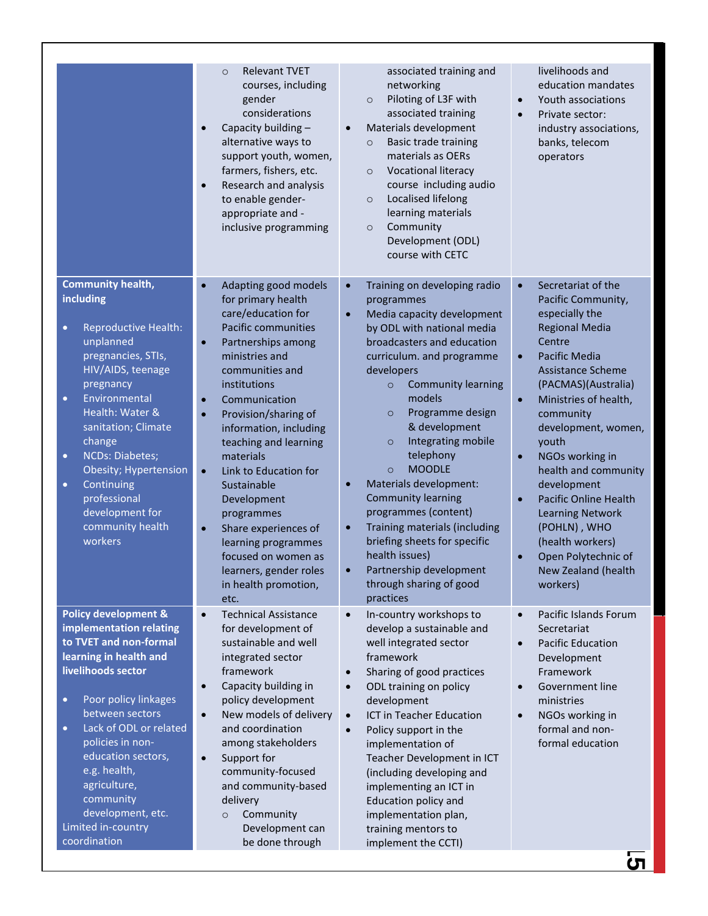| | | | |
|---|---|---|---|
| | ○ Relevant TVET courses, including gender considerations<br>• Capacity building – alternative ways to support youth, women, farmers, fishers, etc.<br>• Research and analysis to enable gender-appropriate and -inclusive programming | associated training and networking<br>○ Piloting of L3F with associated training<br>• Materials development<br>○ Basic trade training materials as OERs<br>○ Vocational literacy course including audio<br>○ Localised lifelong learning materials<br>○ Community Development (ODL) course with CETC | livelihoods and education mandates<br>• Youth associations<br>• Private sector: industry associations, banks, telecom operators |
| **Community health, including**<br><br>• Reproductive Health: unplanned pregnancies, STIs, HIV/AIDS, teenage pregnancy<br>• Environmental Health: Water & sanitation; Climate change<br>• NCDs: Diabetes; Obesity; Hypertension<br>• Continuing professional development for community health workers | • Adapting good models for primary health care/education for Pacific communities<br>• Partnerships among ministries and communities and institutions<br>• Communication<br>• Provision/sharing of information, including teaching and learning materials<br>• Link to Education for Sustainable Development programmes<br>• Share experiences of learning programmes focused on women as learners, gender roles in health promotion, etc. | • Training on developing radio programmes<br>• Media capacity development by ODL with national media broadcasters and education curriculum. and programme developers<br>○ Community learning models<br>○ Programme design & development<br>○ Integrating mobile telephony<br>○ MOODLE<br>• Materials development: Community learning programmes (content)<br>• Training materials (including briefing sheets for specific health issues)<br>• Partnership development through sharing of good practices | • Secretariat of the Pacific Community, especially the Regional Media Centre<br>• Pacific Media Assistance Scheme (PACMAS)(Australia)<br>• Ministries of health, community development, women, youth<br>• NGOs working in health and community development<br>• Pacific Online Health Learning Network (POHLN) , WHO (health workers)<br>• Open Polytechnic of New Zealand (health workers) |
| **Policy development & implementation relating to TVET and non-formal learning in health and livelihoods sector**<br><br>• Poor policy linkages between sectors<br>• Lack of ODL or related policies in non-education sectors, e.g. health, agriculture, community development, etc.<br>Limited in-country coordination | • Technical Assistance for development of sustainable and well integrated sector framework<br>• Capacity building in policy development<br>• New models of delivery and coordination among stakeholders<br>• Support for community-focused and community-based delivery<br>○ Community Development can be done through | • In-country workshops to develop a sustainable and well integrated sector framework<br>• Sharing of good practices<br>• ODL training on policy development<br>• ICT in Teacher Education<br>• Policy support in the implementation of Teacher Development in ICT (including developing and implementing an ICT in Education policy and implementation plan, training mentors to implement the CCTI) | • Pacific Islands Forum Secretariat<br>• Pacific Education Development Framework<br>• Government line ministries<br>• NGOs working in formal and non-formal education |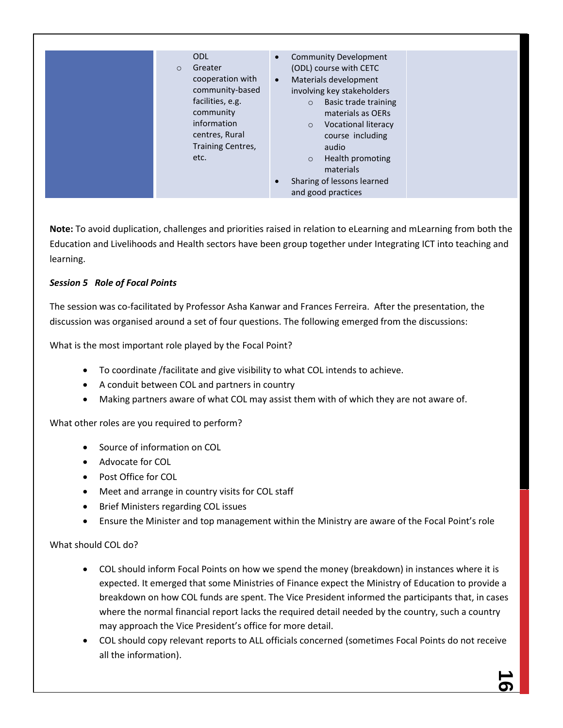|  | ODL<br>○ Greater cooperation with community-based facilities, e.g. community information centres, Rural Training Centres, etc. | • Community Development (ODL) course with CETC<br>• Materials development involving key stakeholders<br>○ Basic trade training materials as OERs<br>○ Vocational literacy course including audio<br>○ Health promoting materials<br>• Sharing of lessons learned and good practices |  |
|---|---|---|---|

**Note:** To avoid duplication, challenges and priorities raised in relation to eLearning and mLearning from both the Education and Livelihoods and Health sectors have been group together under Integrating ICT into teaching and learning.

***Session 5 Role of Focal Points***

The session was co-facilitated by Professor Asha Kanwar and Frances Ferreira. After the presentation, the discussion was organised around a set of four questions. The following emerged from the discussions:

What is the most important role played by the Focal Point?

- To coordinate /facilitate and give visibility to what COL intends to achieve.
- A conduit between COL and partners in country
- Making partners aware of what COL may assist them with of which they are not aware of.

What other roles are you required to perform?

- Source of information on COL
- Advocate for COL
- Post Office for COL
- Meet and arrange in country visits for COL staff
- Brief Ministers regarding COL issues
- Ensure the Minister and top management within the Ministry are aware of the Focal Point's role

What should COL do?

- COL should inform Focal Points on how we spend the money (breakdown) in instances where it is expected. It emerged that some Ministries of Finance expect the Ministry of Education to provide a breakdown on how COL funds are spent. The Vice President informed the participants that, in cases where the normal financial report lacks the required detail needed by the country, such a country may approach the Vice President's office for more detail.
- COL should copy relevant reports to ALL officials concerned (sometimes Focal Points do not receive all the information).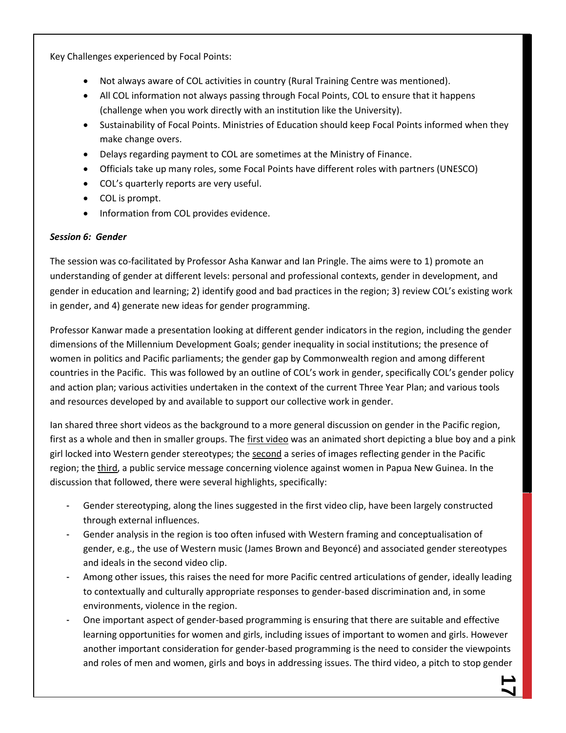Key Challenges experienced by Focal Points:

- Not always aware of COL activities in country (Rural Training Centre was mentioned).
- All COL information not always passing through Focal Points, COL to ensure that it happens (challenge when you work directly with an institution like the University).
- Sustainability of Focal Points. Ministries of Education should keep Focal Points informed when they make change overs.
- Delays regarding payment to COL are sometimes at the Ministry of Finance.
- Officials take up many roles, some Focal Points have different roles with partners (UNESCO)
- COL's quarterly reports are very useful.
- COL is prompt.
- Information from COL provides evidence.

***Session 6: Gender***

The session was co-facilitated by Professor Asha Kanwar and Ian Pringle. The aims were to 1) promote an understanding of gender at different levels: personal and professional contexts, gender in development, and gender in education and learning; 2) identify good and bad practices in the region; 3) review COL's existing work in gender, and 4) generate new ideas for gender programming.

Professor Kanwar made a presentation looking at different gender indicators in the region, including the gender dimensions of the Millennium Development Goals; gender inequality in social institutions; the presence of women in politics and Pacific parliaments; the gender gap by Commonwealth region and among different countries in the Pacific. This was followed by an outline of COL's work in gender, specifically COL's gender policy and action plan; various activities undertaken in the context of the current Three Year Plan; and various tools and resources developed by and available to support our collective work in gender.

Ian shared three short videos as the background to a more general discussion on gender in the Pacific region, first as a whole and then in smaller groups. The first video was an animated short depicting a blue boy and a pink girl locked into Western gender stereotypes; the second a series of images reflecting gender in the Pacific region; the third, a public service message concerning violence against women in Papua New Guinea. In the discussion that followed, there were several highlights, specifically:

- Gender stereotyping, along the lines suggested in the first video clip, have been largely constructed through external influences.
- Gender analysis in the region is too often infused with Western framing and conceptualisation of gender, e.g., the use of Western music (James Brown and Beyoncé) and associated gender stereotypes and ideals in the second video clip.
- Among other issues, this raises the need for more Pacific centred articulations of gender, ideally leading to contextually and culturally appropriate responses to gender-based discrimination and, in some environments, violence in the region.
- One important aspect of gender-based programming is ensuring that there are suitable and effective learning opportunities for women and girls, including issues of important to women and girls. However another important consideration for gender-based programming is the need to consider the viewpoints and roles of men and women, girls and boys in addressing issues. The third video, a pitch to stop gender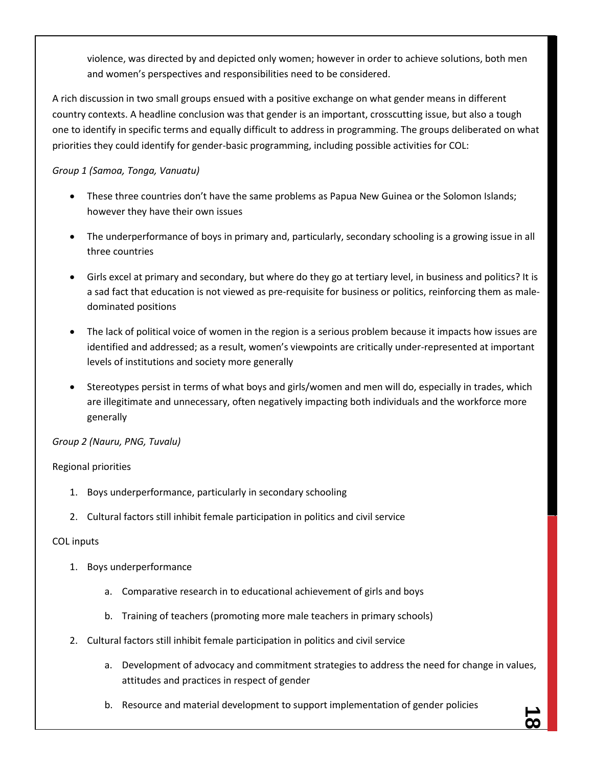violence, was directed by and depicted only women; however in order to achieve solutions, both men and women's perspectives and responsibilities need to be considered.

A rich discussion in two small groups ensued with a positive exchange on what gender means in different country contexts. A headline conclusion was that gender is an important, crosscutting issue, but also a tough one to identify in specific terms and equally difficult to address in programming. The groups deliberated on what priorities they could identify for gender-basic programming, including possible activities for COL:

*Group 1 (Samoa, Tonga, Vanuatu)*

- These three countries don't have the same problems as Papua New Guinea or the Solomon Islands; however they have their own issues
- The underperformance of boys in primary and, particularly, secondary schooling is a growing issue in all three countries
- Girls excel at primary and secondary, but where do they go at tertiary level, in business and politics? It is a sad fact that education is not viewed as pre-requisite for business or politics, reinforcing them as male-dominated positions
- The lack of political voice of women in the region is a serious problem because it impacts how issues are identified and addressed; as a result, women's viewpoints are critically under-represented at important levels of institutions and society more generally
- Stereotypes persist in terms of what boys and girls/women and men will do, especially in trades, which are illegitimate and unnecessary, often negatively impacting both individuals and the workforce more generally

*Group 2 (Nauru, PNG, Tuvalu)*

Regional priorities

1. Boys underperformance, particularly in secondary schooling
2. Cultural factors still inhibit female participation in politics and civil service

COL inputs

1. Boys underperformance
    a. Comparative research in to educational achievement of girls and boys
    b. Training of teachers (promoting more male teachers in primary schools)
2. Cultural factors still inhibit female participation in politics and civil service
    a. Development of advocacy and commitment strategies to address the need for change in values, attitudes and practices in respect of gender
    b. Resource and material development to support implementation of gender policies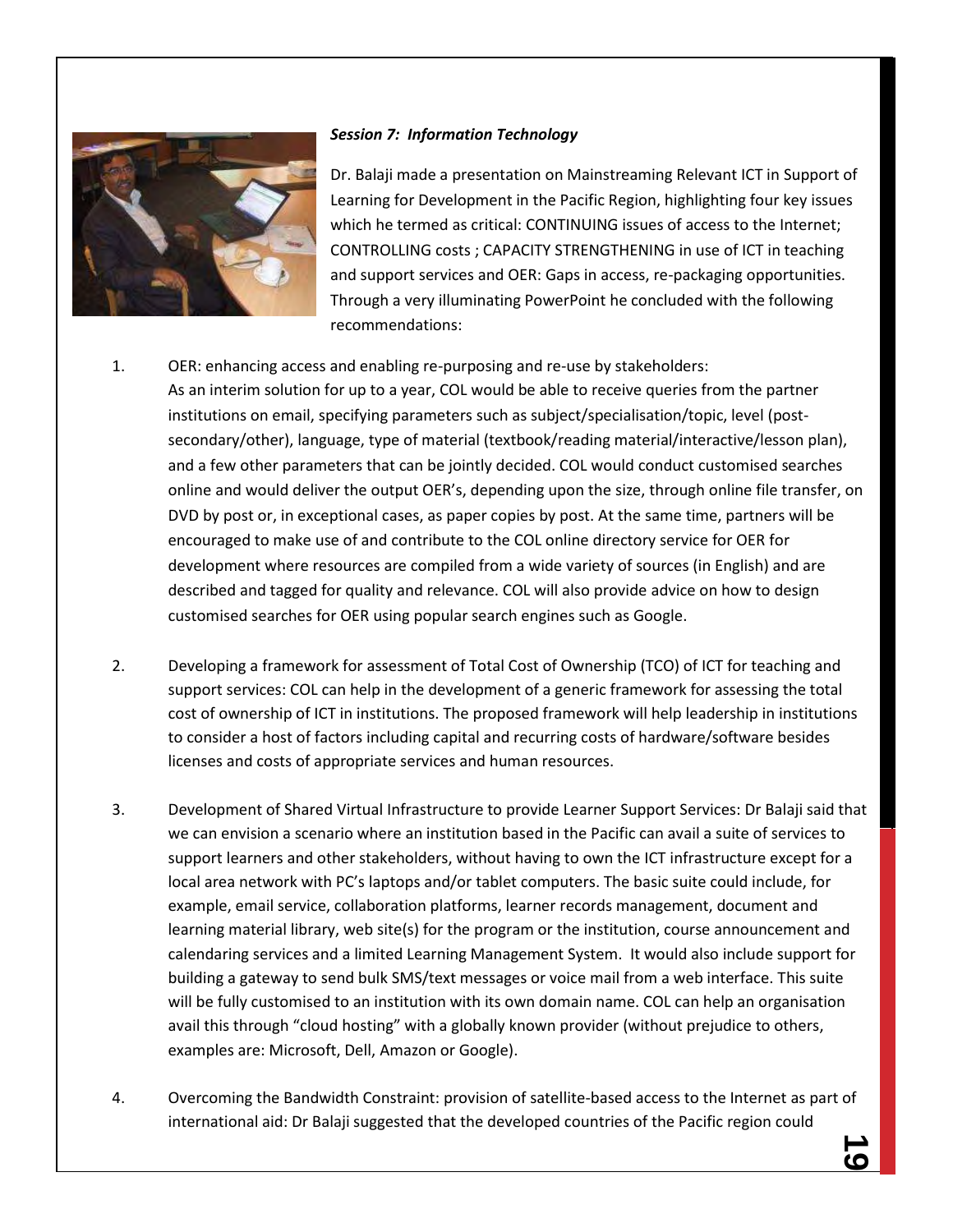***Session 7: Information Technology***

Dr. Balaji made a presentation on Mainstreaming Relevant ICT in Support of Learning for Development in the Pacific Region, highlighting four key issues which he termed as critical: CONTINUING issues of access to the Internet; CONTROLLING costs ; CAPACITY STRENGTHENING in use of ICT in teaching and support services and OER: Gaps in access, re-packaging opportunities. Through a very illuminating PowerPoint he concluded with the following recommendations:

1. OER: enhancing access and enabling re-purposing and re-use by stakeholders: As an interim solution for up to a year, COL would be able to receive queries from the partner institutions on email, specifying parameters such as subject/specialisation/topic, level (post-secondary/other), language, type of material (textbook/reading material/interactive/lesson plan), and a few other parameters that can be jointly decided. COL would conduct customised searches online and would deliver the output OER's, depending upon the size, through online file transfer, on DVD by post or, in exceptional cases, as paper copies by post. At the same time, partners will be encouraged to make use of and contribute to the COL online directory service for OER for development where resources are compiled from a wide variety of sources (in English) and are described and tagged for quality and relevance. COL will also provide advice on how to design customised searches for OER using popular search engines such as Google.

2. Developing a framework for assessment of Total Cost of Ownership (TCO) of ICT for teaching and support services: COL can help in the development of a generic framework for assessing the total cost of ownership of ICT in institutions. The proposed framework will help leadership in institutions to consider a host of factors including capital and recurring costs of hardware/software besides licenses and costs of appropriate services and human resources.

3. Development of Shared Virtual Infrastructure to provide Learner Support Services: Dr Balaji said that we can envision a scenario where an institution based in the Pacific can avail a suite of services to support learners and other stakeholders, without having to own the ICT infrastructure except for a local area network with PC's laptops and/or tablet computers. The basic suite could include, for example, email service, collaboration platforms, learner records management, document and learning material library, web site(s) for the program or the institution, course announcement and calendaring services and a limited Learning Management System. It would also include support for building a gateway to send bulk SMS/text messages or voice mail from a web interface. This suite will be fully customised to an institution with its own domain name. COL can help an organisation avail this through "cloud hosting" with a globally known provider (without prejudice to others, examples are: Microsoft, Dell, Amazon or Google).

4. Overcoming the Bandwidth Constraint: provision of satellite-based access to the Internet as part of international aid: Dr Balaji suggested that the developed countries of the Pacific region could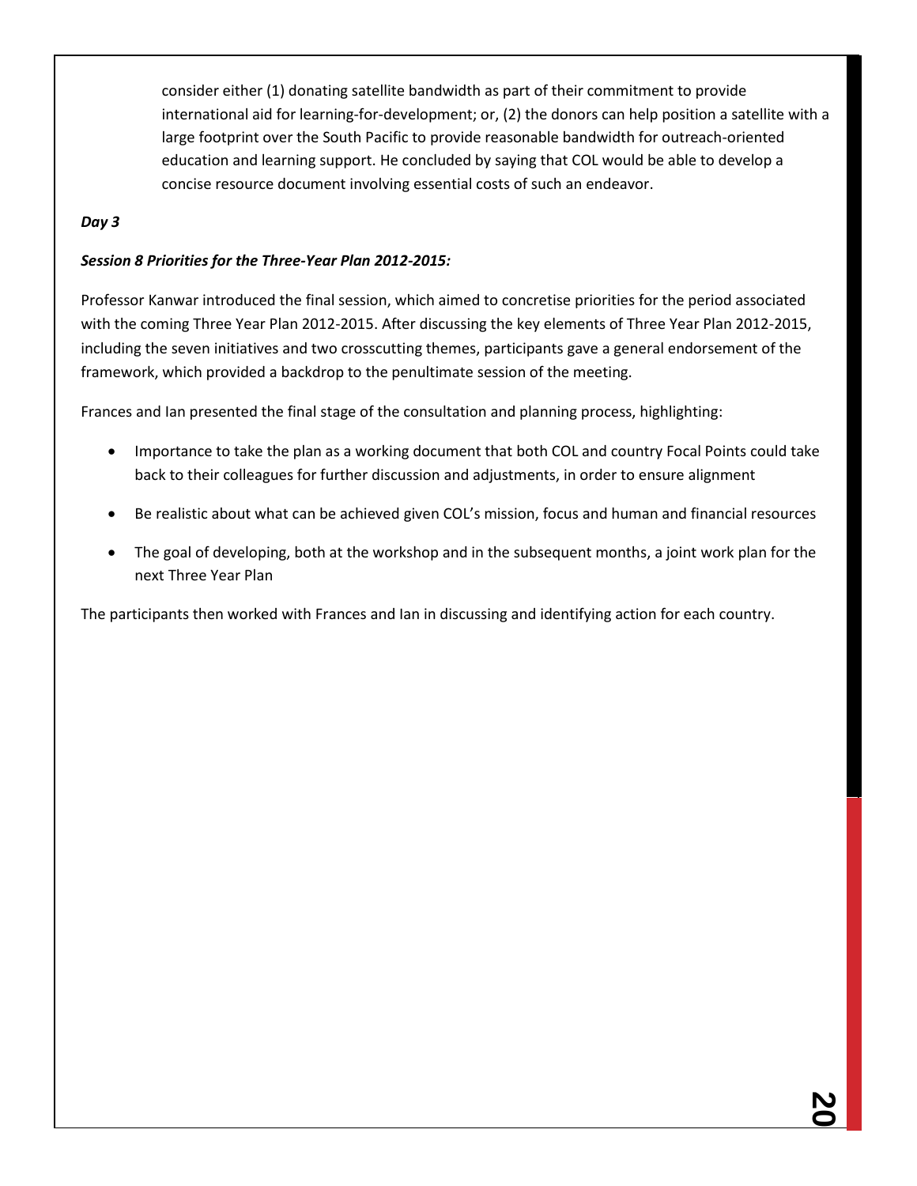consider either (1) donating satellite bandwidth as part of their commitment to provide international aid for learning-for-development; or, (2) the donors can help position a satellite with a large footprint over the South Pacific to provide reasonable bandwidth for outreach-oriented education and learning support. He concluded by saying that COL would be able to develop a concise resource document involving essential costs of such an endeavor.

***Day 3***

***Session 8 Priorities for the Three-Year Plan 2012-2015:***

Professor Kanwar introduced the final session, which aimed to concretise priorities for the period associated with the coming Three Year Plan 2012-2015. After discussing the key elements of Three Year Plan 2012-2015, including the seven initiatives and two crosscutting themes, participants gave a general endorsement of the framework, which provided a backdrop to the penultimate session of the meeting.

Frances and Ian presented the final stage of the consultation and planning process, highlighting:

- Importance to take the plan as a working document that both COL and country Focal Points could take back to their colleagues for further discussion and adjustments, in order to ensure alignment
- Be realistic about what can be achieved given COL's mission, focus and human and financial resources
- The goal of developing, both at the workshop and in the subsequent months, a joint work plan for the next Three Year Plan

The participants then worked with Frances and Ian in discussing and identifying action for each country.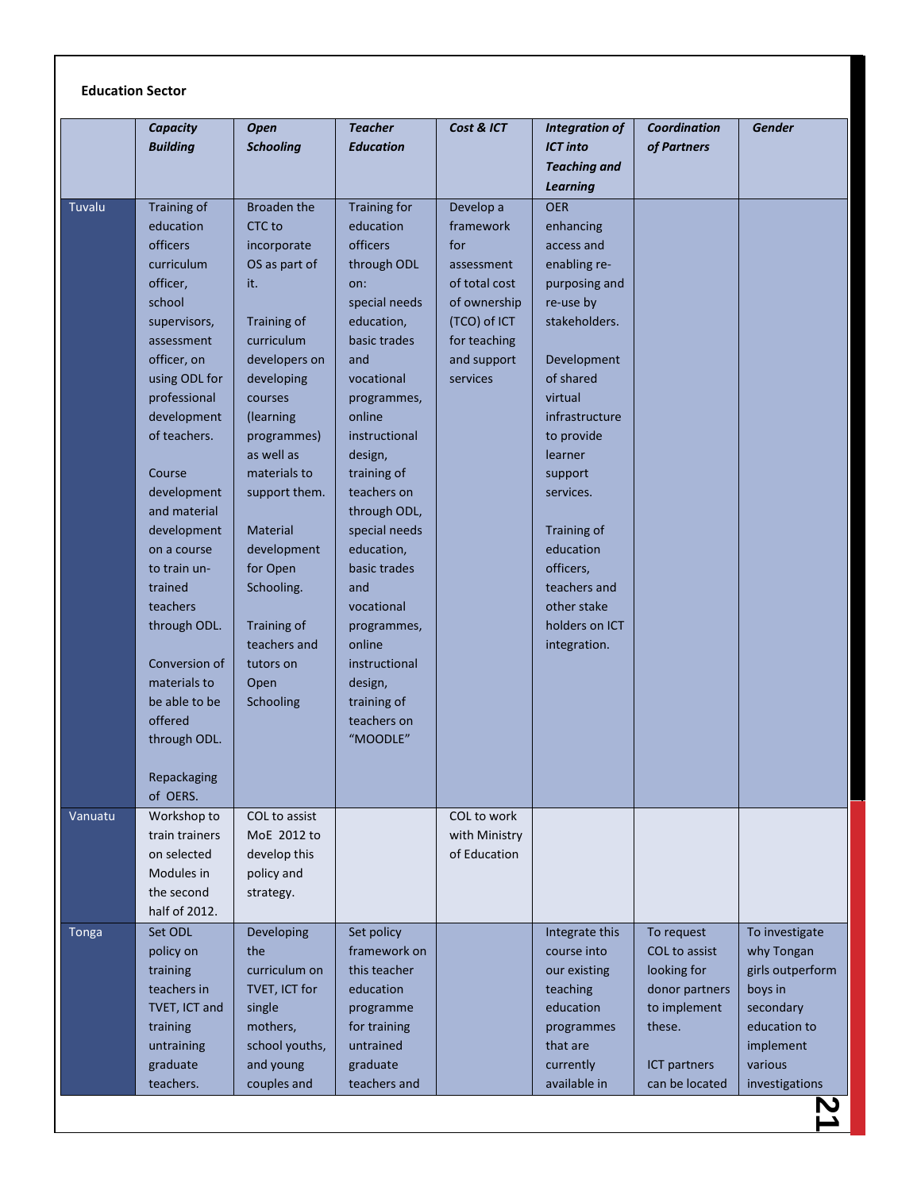**Education Sector**

| | *Capacity Building* | *Open Schooling* | *Teacher Education* | *Cost & ICT* | *Integration of ICT into Teaching and Learning* | *Coordination of Partners* | *Gender* |
|---|---|---|---|---|---|---|---|
| Tuvalu | Training of education officers curriculum officer, school supervisors, assessment officer, on using ODL for professional development of teachers.<br><br>Course development and material development on a course to train un-trained teachers through ODL.<br><br>Conversion of materials to be able to be offered through ODL.<br><br>Repackaging of OERS. | Broaden the CTC to incorporate OS as part of it.<br><br>Training of curriculum developers on developing courses (learning programmes) as well as materials to support them.<br><br>Material development for Open Schooling.<br><br>Training of teachers and tutors on Open Schooling | Training for education officers through ODL on: special needs education, basic trades and vocational programmes, online instructional design, training of teachers on through ODL, special needs education, basic trades and vocational programmes, online instructional design, training of teachers on "MOODLE" | Develop a framework for assessment of total cost of ownership (TCO) of ICT for teaching and support services | OER enhancing access and enabling re-purposing and re-use by stakeholders.<br><br>Development of shared virtual infrastructure to provide learner support services.<br><br>Training of education officers, teachers and other stake holders on ICT integration. | | |
| Vanuatu | Workshop to train trainers on selected Modules in the second half of 2012. | COL to assist MoE 2012 to develop this policy and strategy. | | COL to work with Ministry of Education | | | |
| Tonga | Set ODL policy on training teachers in TVET, ICT and training untraining graduate teachers. | Developing the curriculum on TVET, ICT for single mothers, school youths, and young couples and | Set policy framework on this teacher education programme for training untrained graduate teachers and | | Integrate this course into our existing teaching education programmes that are currently available in | To request COL to assist looking for donor partners to implement these.<br><br>ICT partners can be located | To investigate why Tongan girls outperform boys in secondary education to implement various investigations |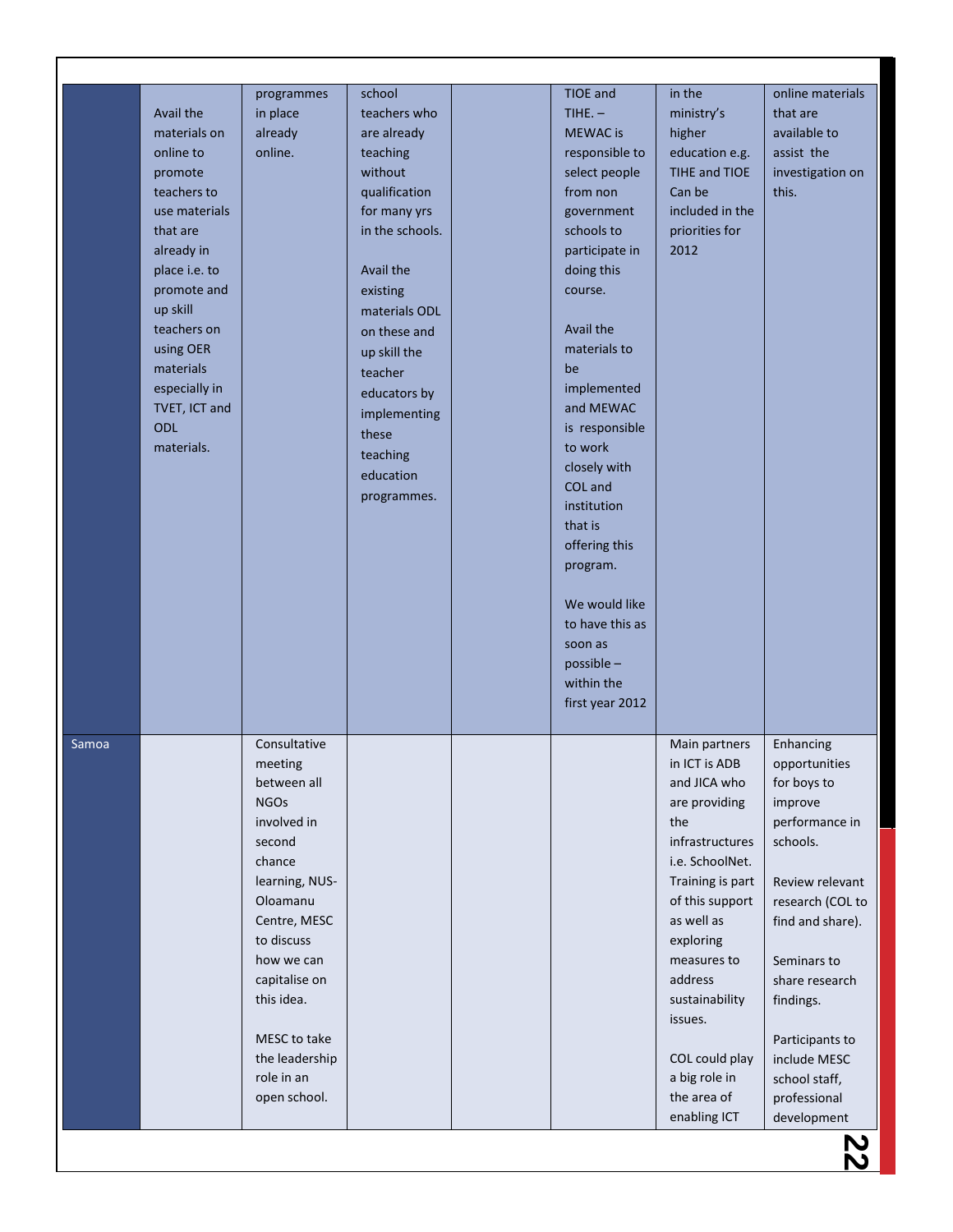| | | | | | | | |
|---|---|---|---|---|---|---|---|
| | Avail the materials on online to promote teachers to use materials that are already in place i.e. to promote and up skill teachers on using OER materials especially in TVET, ICT and ODL materials. | programmes in place already online. | school teachers who are already teaching without qualification for many yrs in the schools.<br><br>Avail the existing materials ODL on these and up skill the teacher educators by implementing these teaching education programmes. | | TIOE and TIHE. – MEWAC is responsible to select people from non government schools to participate in doing this course.<br><br>Avail the materials to be implemented and MEWAC is responsible to work closely with COL and institution that is offering this program.<br><br>We would like to have this as soon as possible – within the first year 2012 | in the ministry's higher education e.g. TIHE and TIOE Can be included in the priorities for 2012 | online materials that are available to assist the investigation on this. |
| Samoa | | Consultative meeting between all NGOs involved in second chance learning, NUS-Oloamanu Centre, MESC to discuss how we can capitalise on this idea.<br><br>MESC to take the leadership role in an open school. | | | | Main partners in ICT is ADB and JICA who are providing the infrastructures i.e. SchoolNet. Training is part of this support as well as exploring measures to address sustainability issues.<br><br>COL could play a big role in the area of enabling ICT | Enhancing opportunities for boys to improve performance in schools.<br><br>Review relevant research (COL to find and share).<br><br>Seminars to share research findings.<br><br>Participants to include MESC school staff, professional development |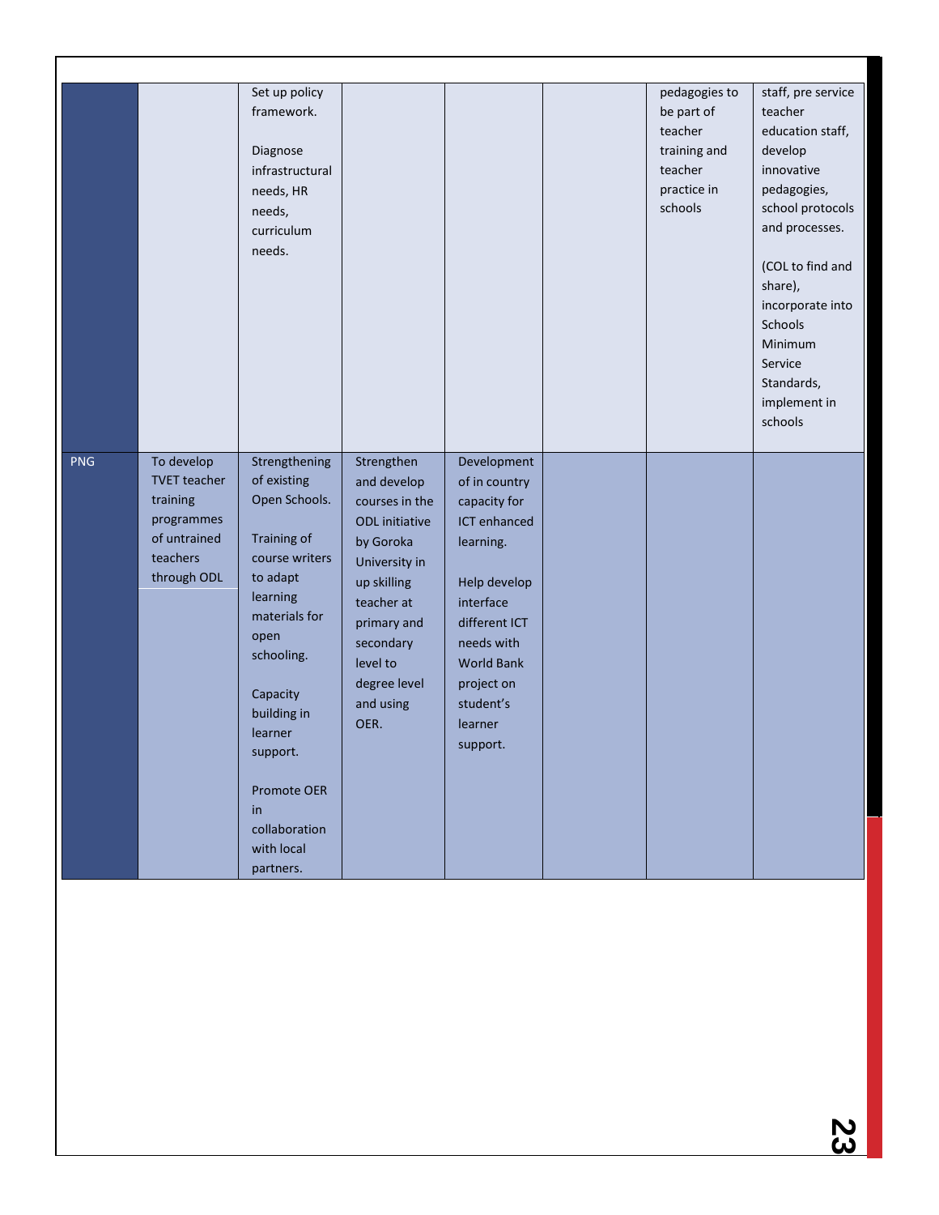| | | | | | | | |
|---|---|---|---|---|---|---|---|
| | | Set up policy framework.<br><br>Diagnose infrastructural needs, HR needs, curriculum needs. | | | | pedagogies to be part of teacher training and teacher practice in schools | staff, pre service teacher education staff, develop innovative pedagogies, school protocols and processes.<br><br>(COL to find and share), incorporate into Schools Minimum Service Standards, implement in schools |
| PNG | To develop TVET teacher training programmes of untrained teachers through ODL | Strengthening of existing Open Schools.<br><br>Training of course writers to adapt learning materials for open schooling.<br><br>Capacity building in learner support.<br><br>Promote OER in collaboration with local partners. | Strengthen and develop courses in the ODL initiative by Goroka University in up skilling teacher at primary and secondary level to degree level and using OER. | Development of in country capacity for ICT enhanced learning.<br><br>Help develop interface different ICT needs with World Bank project on student's learner support. | | | |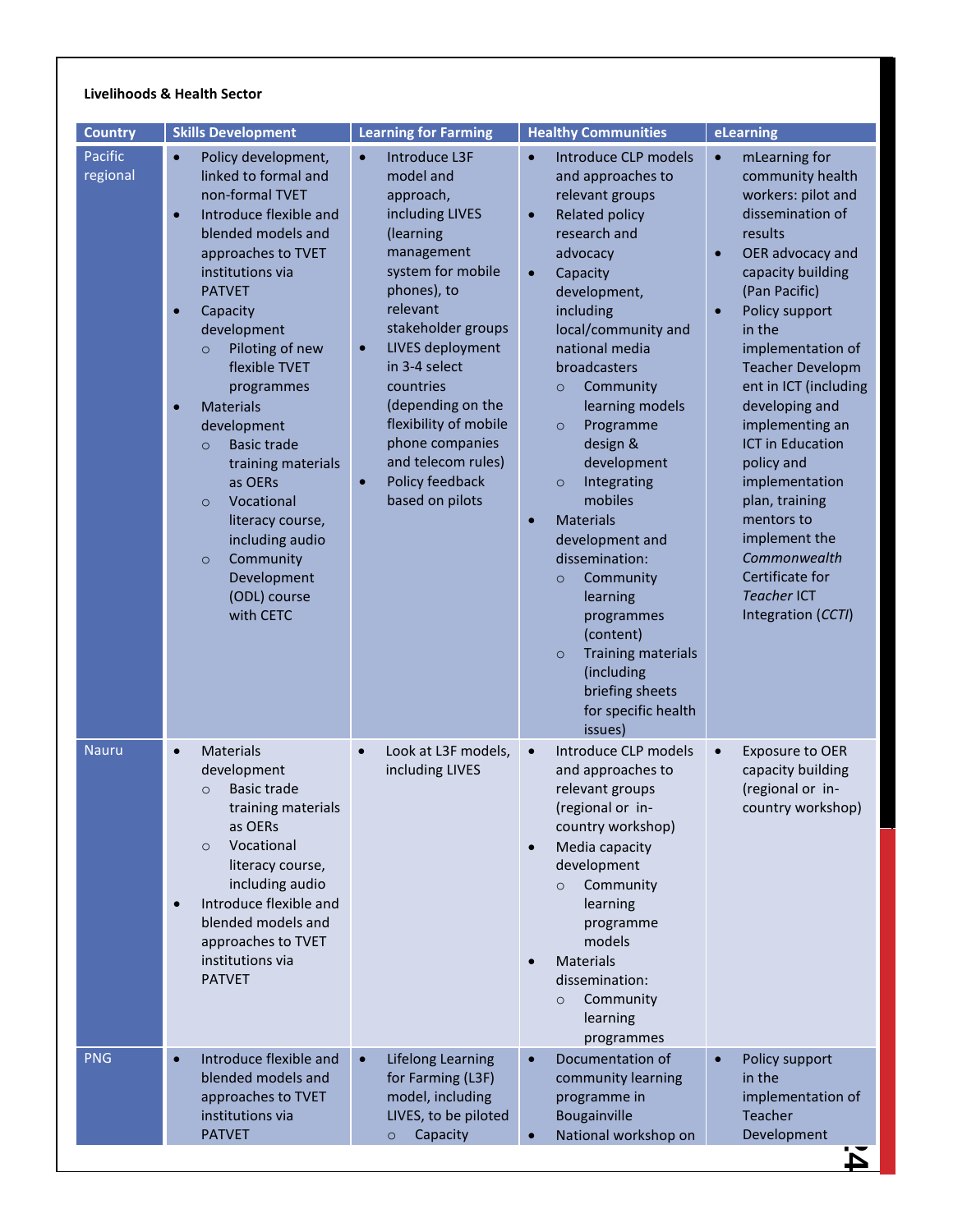**Livelihoods & Health Sector**

| Country | Skills Development | Learning for Farming | Healthy Communities | eLearning |
|---|---|---|---|---|
| Pacific regional | • Policy development, linked to formal and non-formal TVET<br>• Introduce flexible and blended models and approaches to TVET institutions via PATVET<br>• Capacity development<br>&nbsp;&nbsp;○ Piloting of new flexible TVET programmes<br>• Materials development<br>&nbsp;&nbsp;○ Basic trade training materials as OERs<br>&nbsp;&nbsp;○ Vocational literacy course, including audio<br>&nbsp;&nbsp;○ Community Development (ODL) course with CETC | • Introduce L3F model and approach, including LIVES (learning management system for mobile phones), to relevant stakeholder groups<br>• LIVES deployment in 3-4 select countries (depending on the flexibility of mobile phone companies and telecom rules)<br>• Policy feedback based on pilots | • Introduce CLP models and approaches to relevant groups<br>• Related policy research and advocacy<br>• Capacity development, including local/community and national media broadcasters<br>&nbsp;&nbsp;○ Community learning models<br>&nbsp;&nbsp;○ Programme design & development<br>&nbsp;&nbsp;○ Integrating mobiles<br>• Materials development and dissemination:<br>&nbsp;&nbsp;○ Community learning programmes (content)<br>&nbsp;&nbsp;○ Training materials (including briefing sheets for specific health issues) | • mLearning for community health workers: pilot and dissemination of results<br>• OER advocacy and capacity building (Pan Pacific)<br>• Policy support in the implementation of Teacher Development in ICT (including developing and implementing an ICT in Education policy and implementation plan, training mentors to implement the *Commonwealth Certificate for Teacher* ICT Integration (*CCTI*) |
| Nauru | • Materials development<br>&nbsp;&nbsp;○ Basic trade training materials as OERs<br>&nbsp;&nbsp;○ Vocational literacy course, including audio<br>• Introduce flexible and blended models and approaches to TVET institutions via PATVET | • Look at L3F models, including LIVES | • Introduce CLP models and approaches to relevant groups (regional or in-country workshop)<br>• Media capacity development<br>&nbsp;&nbsp;○ Community learning programme models<br>• Materials dissemination:<br>&nbsp;&nbsp;○ Community learning programmes | • Exposure to OER capacity building (regional or in-country workshop) |
| PNG | • Introduce flexible and blended models and approaches to TVET institutions via PATVET | • Lifelong Learning for Farming (L3F) model, including LIVES, to be piloted<br>&nbsp;&nbsp;○ Capacity | • Documentation of community learning programme in Bougainville<br>• National workshop on | • Policy support in the implementation of Teacher Development |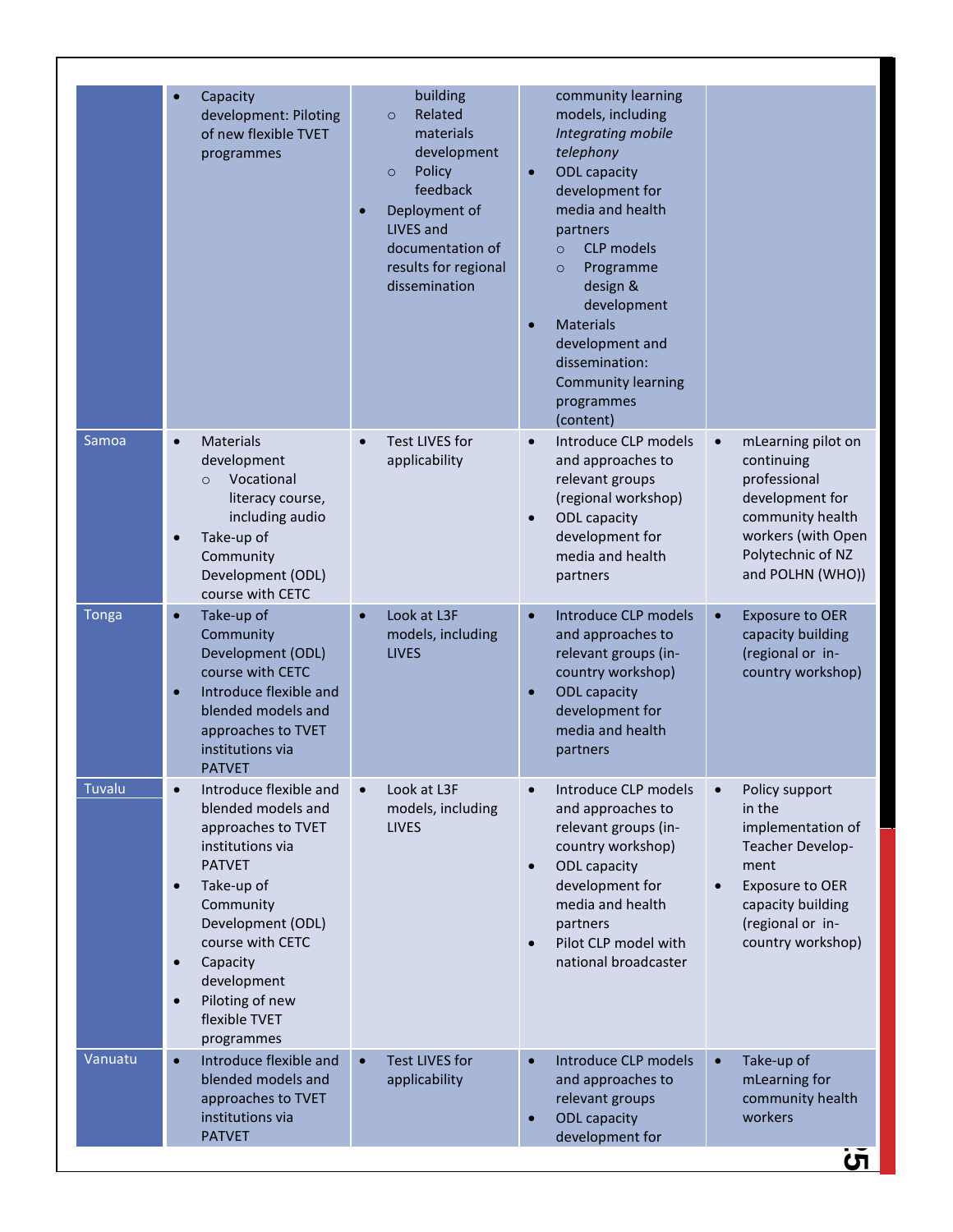| | | | | |
|---|---|---|---|---|
| | • Capacity development: Piloting of new flexible TVET programmes | building<br>○ Related materials development<br>○ Policy feedback<br>• Deployment of LIVES and documentation of results for regional dissemination | community learning models, including *Integrating mobile telephony*<br>• ODL capacity development for media and health partners<br>○ CLP models<br>○ Programme design & development<br>• Materials development and dissemination: Community learning programmes (content) | |
| Samoa | • Materials development<br>○ Vocational literacy course, including audio<br>• Take-up of Community Development (ODL) course with CETC | • Test LIVES for applicability | • Introduce CLP models and approaches to relevant groups (regional workshop)<br>• ODL capacity development for media and health partners | • mLearning pilot on continuing professional development for community health workers (with Open Polytechnic of NZ and POLHN (WHO)) |
| Tonga | • Take-up of Community Development (ODL) course with CETC<br>• Introduce flexible and blended models and approaches to TVET institutions via PATVET | • Look at L3F models, including LIVES | • Introduce CLP models and approaches to relevant groups (in-country workshop)<br>• ODL capacity development for media and health partners | • Exposure to OER capacity building (regional or in-country workshop) |
| Tuvalu | • Introduce flexible and blended models and approaches to TVET institutions via PATVET<br>• Take-up of Community Development (ODL) course with CETC<br>• Capacity development<br>• Piloting of new flexible TVET programmes | • Look at L3F models, including LIVES | • Introduce CLP models and approaches to relevant groups (in-country workshop)<br>• ODL capacity development for media and health partners<br>• Pilot CLP model with national broadcaster | • Policy support in the implementation of Teacher Develop-ment<br>• Exposure to OER capacity building (regional or in-country workshop) |
| Vanuatu | • Introduce flexible and blended models and approaches to TVET institutions via PATVET | • Test LIVES for applicability | • Introduce CLP models and approaches to relevant groups<br>• ODL capacity development for | • Take-up of mLearning for community health workers |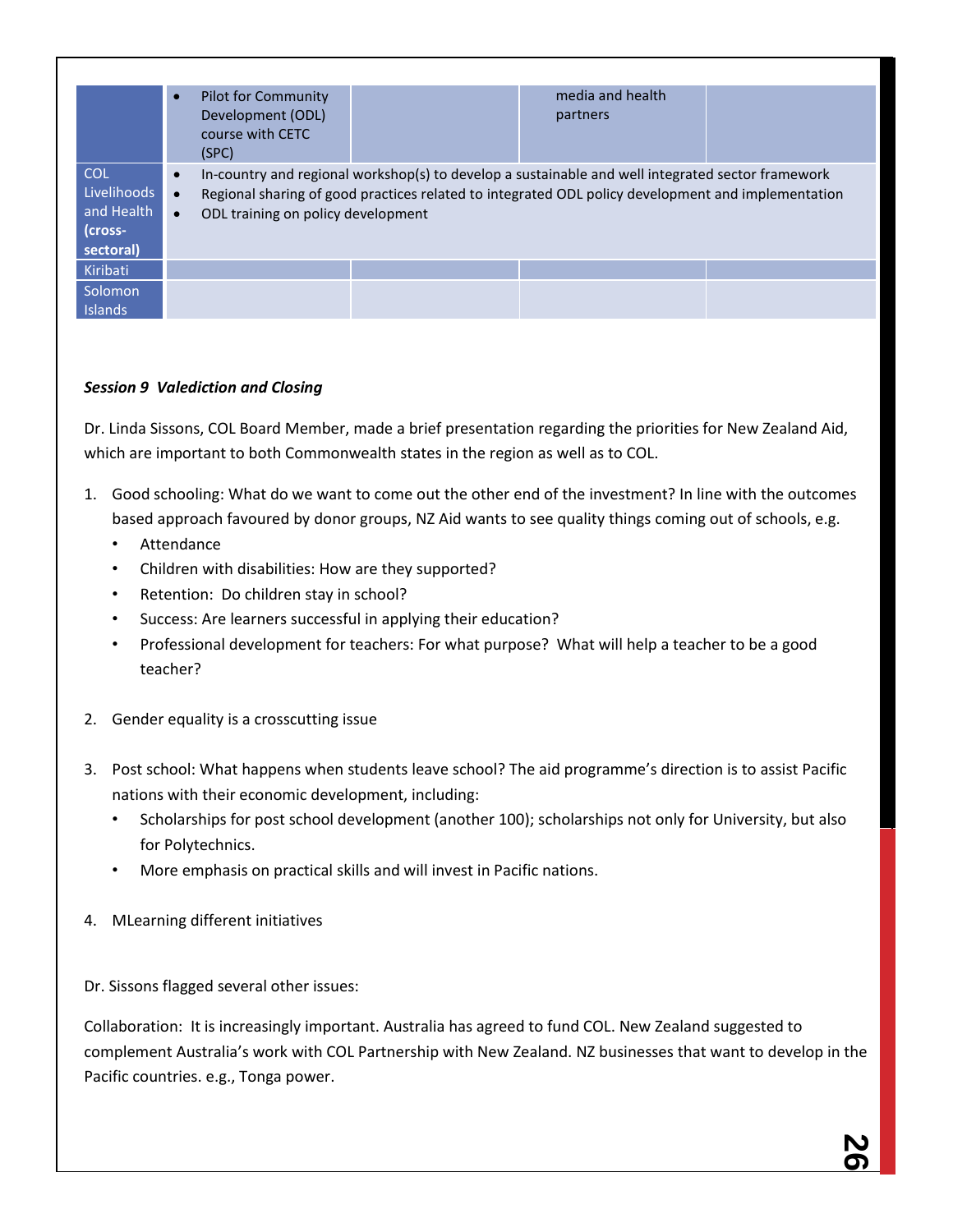| | | | | |
|---|---|---|---|---|
| | • Pilot for Community Development (ODL) course with CETC (SPC) | | media and health partners | |
| COL Livelihoods and Health **(cross-sectoral)** | • In-country and regional workshop(s) to develop a sustainable and well integrated sector framework<br>• Regional sharing of good practices related to integrated ODL policy development and implementation<br>• ODL training on policy development | | | |
| Kiribati | | | | |
| Solomon Islands | | | | |

***Session 9 Valediction and Closing***

Dr. Linda Sissons, COL Board Member, made a brief presentation regarding the priorities for New Zealand Aid, which are important to both Commonwealth states in the region as well as to COL.

1. Good schooling: What do we want to come out the other end of the investment? In line with the outcomes based approach favoured by donor groups, NZ Aid wants to see quality things coming out of schools, e.g.
   - Attendance
   - Children with disabilities: How are they supported?
   - Retention: Do children stay in school?
   - Success: Are learners successful in applying their education?
   - Professional development for teachers: For what purpose? What will help a teacher to be a good teacher?

2. Gender equality is a crosscutting issue

3. Post school: What happens when students leave school? The aid programme's direction is to assist Pacific nations with their economic development, including:
   - Scholarships for post school development (another 100); scholarships not only for University, but also for Polytechnics.
   - More emphasis on practical skills and will invest in Pacific nations.

4. MLearning different initiatives

Dr. Sissons flagged several other issues:

Collaboration: It is increasingly important. Australia has agreed to fund COL. New Zealand suggested to complement Australia's work with COL Partnership with New Zealand. NZ businesses that want to develop in the Pacific countries. e.g., Tonga power.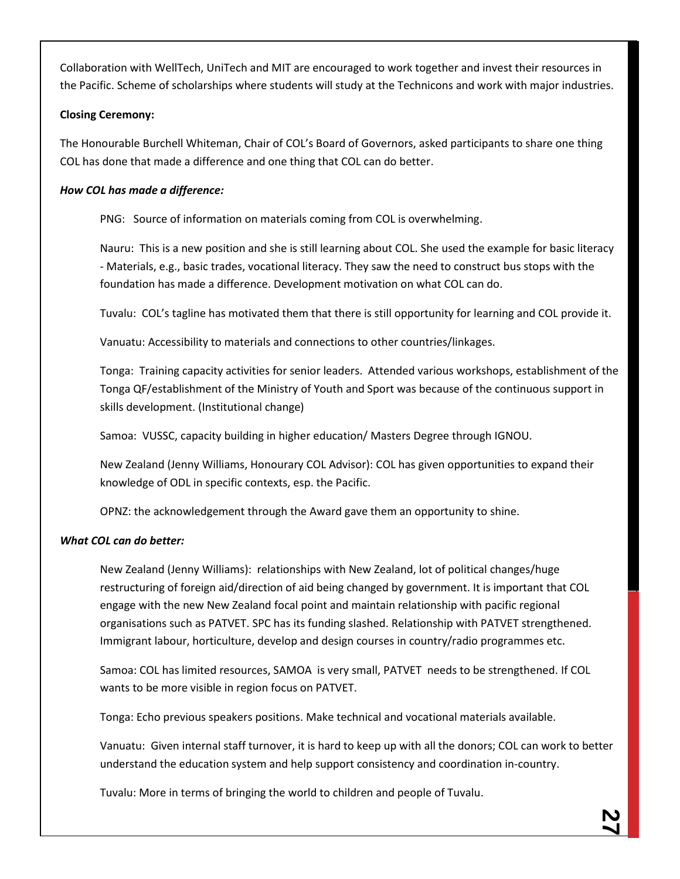Collaboration with WellTech, UniTech and MIT are encouraged to work together and invest their resources in the Pacific. Scheme of scholarships where students will study at the Technicons and work with major industries.

**Closing Ceremony:**

The Honourable Burchell Whiteman, Chair of COL's Board of Governors, asked participants to share one thing COL has done that made a difference and one thing that COL can do better.

***How COL has made a difference:***

PNG: Source of information on materials coming from COL is overwhelming.

Nauru: This is a new position and she is still learning about COL. She used the example for basic literacy - Materials, e.g., basic trades, vocational literacy. They saw the need to construct bus stops with the foundation has made a difference. Development motivation on what COL can do.

Tuvalu: COL's tagline has motivated them that there is still opportunity for learning and COL provide it.

Vanuatu: Accessibility to materials and connections to other countries/linkages.

Tonga: Training capacity activities for senior leaders. Attended various workshops, establishment of the Tonga QF/establishment of the Ministry of Youth and Sport was because of the continuous support in skills development. (Institutional change)

Samoa: VUSSC, capacity building in higher education/ Masters Degree through IGNOU.

New Zealand (Jenny Williams, Honourary COL Advisor): COL has given opportunities to expand their knowledge of ODL in specific contexts, esp. the Pacific.

OPNZ: the acknowledgement through the Award gave them an opportunity to shine.

***What COL can do better:***

New Zealand (Jenny Williams): relationships with New Zealand, lot of political changes/huge restructuring of foreign aid/direction of aid being changed by government. It is important that COL engage with the new New Zealand focal point and maintain relationship with pacific regional organisations such as PATVET. SPC has its funding slashed. Relationship with PATVET strengthened. Immigrant labour, horticulture, develop and design courses in country/radio programmes etc.

Samoa: COL has limited resources, SAMOA is very small, PATVET needs to be strengthened. If COL wants to be more visible in region focus on PATVET.

Tonga: Echo previous speakers positions. Make technical and vocational materials available.

Vanuatu: Given internal staff turnover, it is hard to keep up with all the donors; COL can work to better understand the education system and help support consistency and coordination in-country.

Tuvalu: More in terms of bringing the world to children and people of Tuvalu.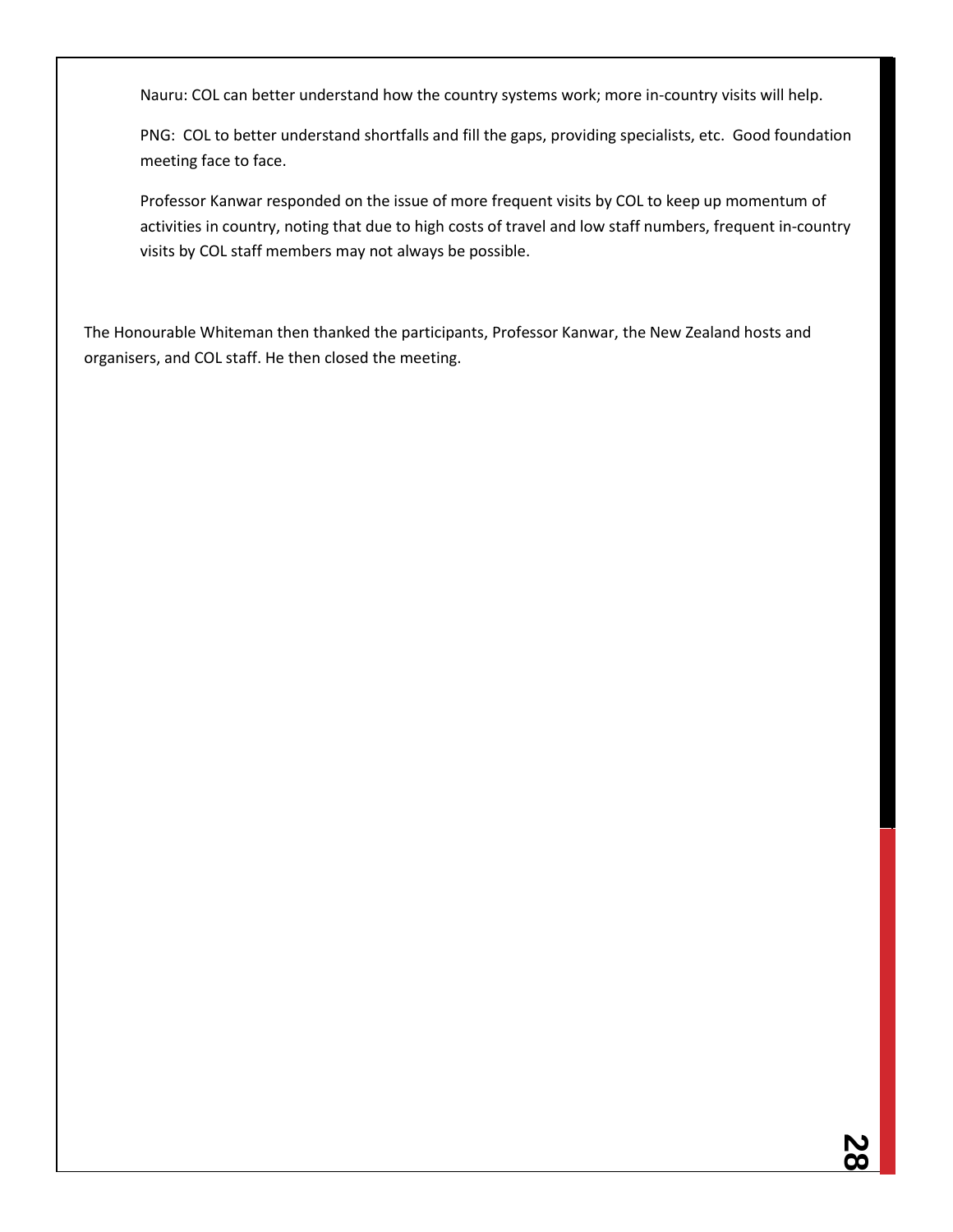Nauru: COL can better understand how the country systems work; more in-country visits will help.

PNG: COL to better understand shortfalls and fill the gaps, providing specialists, etc. Good foundation meeting face to face.

Professor Kanwar responded on the issue of more frequent visits by COL to keep up momentum of activities in country, noting that due to high costs of travel and low staff numbers, frequent in-country visits by COL staff members may not always be possible.

The Honourable Whiteman then thanked the participants, Professor Kanwar, the New Zealand hosts and organisers, and COL staff. He then closed the meeting.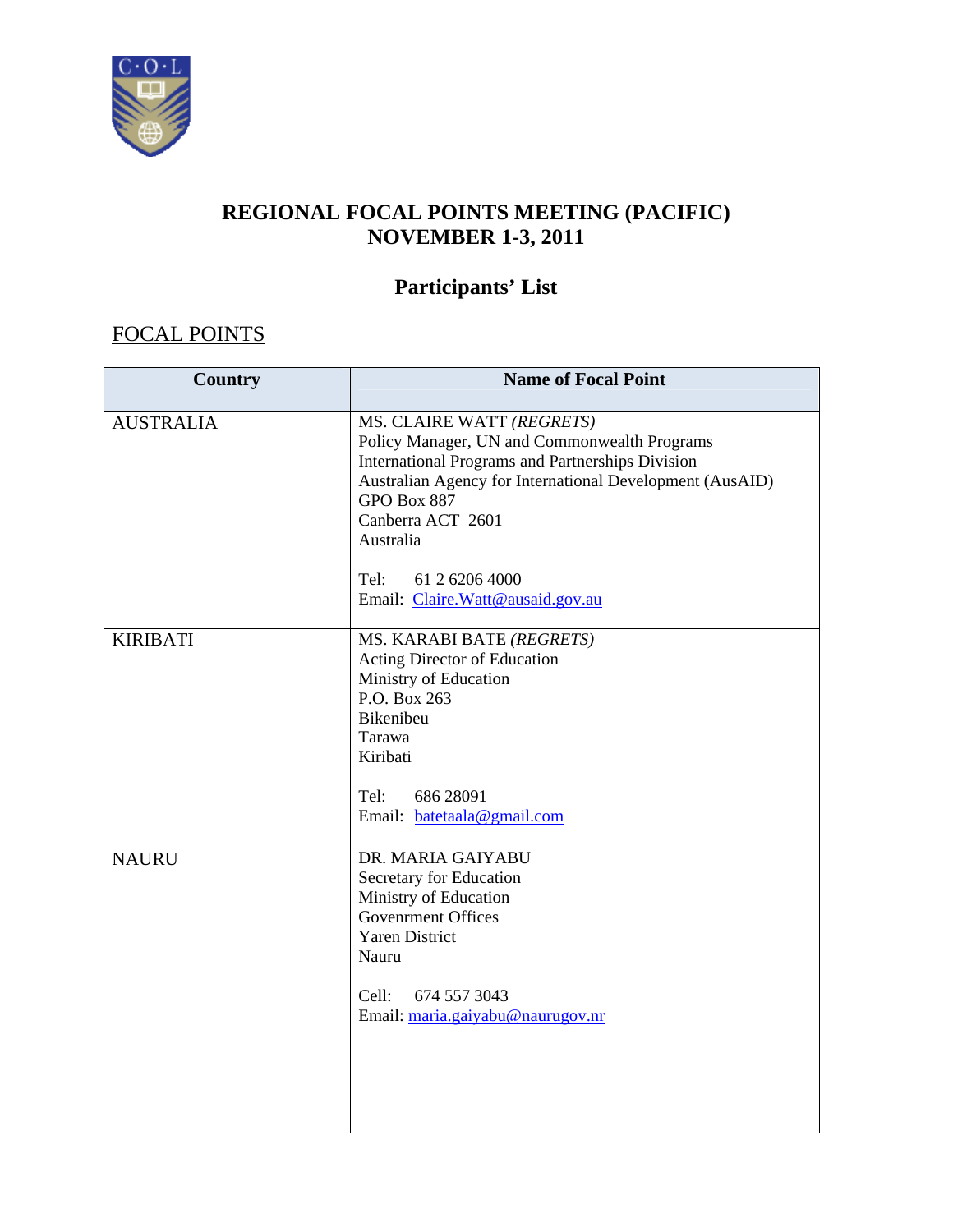# REGIONAL FOCAL POINTS MEETING (PACIFIC)
# NOVEMBER 1-3, 2011

## Participants' List

### FOCAL POINTS

| Country | Name of Focal Point |
|---|---|
| AUSTRALIA | MS. CLAIRE WATT *(REGRETS)*<br>Policy Manager, UN and Commonwealth Programs<br>International Programs and Partnerships Division<br>Australian Agency for International Development (AusAID)<br>GPO Box 887<br>Canberra ACT 2601<br>Australia<br><br>Tel: 61 2 6206 4000<br>Email: Claire.Watt@ausaid.gov.au |
| KIRIBATI | MS. KARABI BATE *(REGRETS)*<br>Acting Director of Education<br>Ministry of Education<br>P.O. Box 263<br>Bikenibeu<br>Tarawa<br>Kiribati<br><br>Tel: 686 28091<br>Email: batetaala@gmail.com |
| NAURU | DR. MARIA GAIYABU<br>Secretary for Education<br>Ministry of Education<br>Govenrment Offices<br>Yaren District<br>Nauru<br><br>Cell: 674 557 3043<br>Email: maria.gaiyabu@naurugov.nr |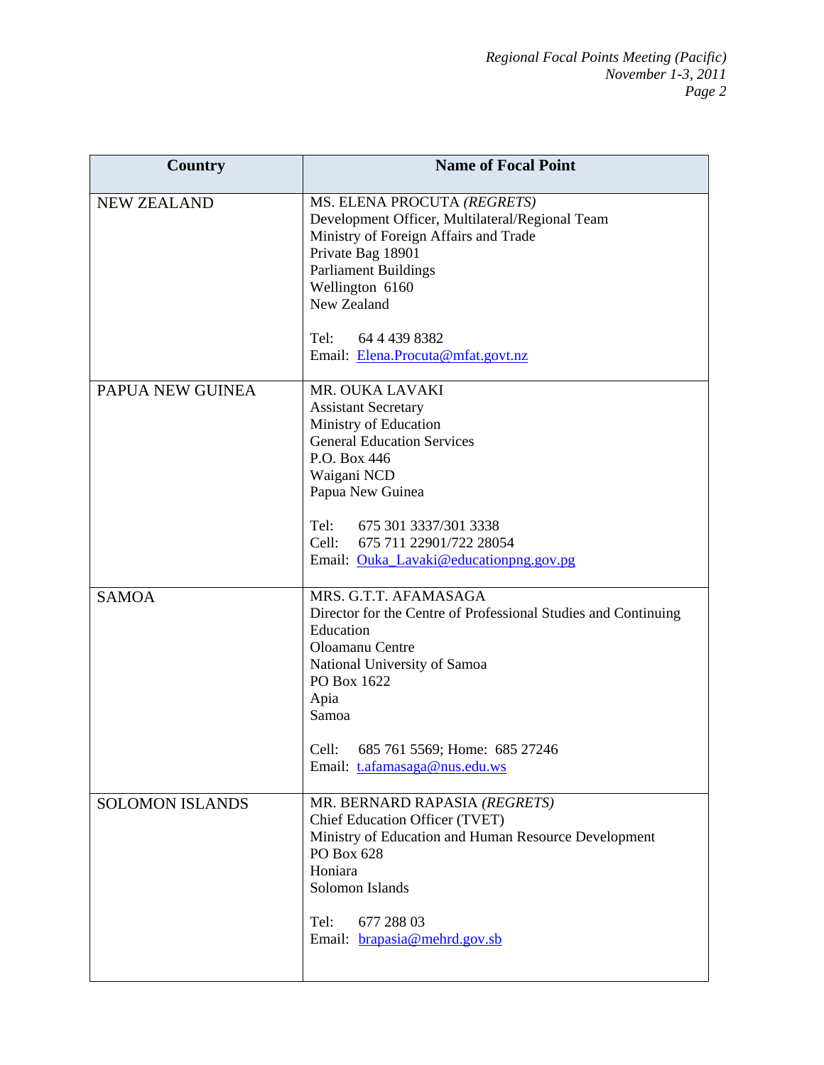| Country | Name of Focal Point |
|---|---|
| NEW ZEALAND | MS. ELENA PROCUTA *(REGRETS)*<br>Development Officer, Multilateral/Regional Team<br>Ministry of Foreign Affairs and Trade<br>Private Bag 18901<br>Parliament Buildings<br>Wellington 6160<br>New Zealand<br><br>Tel: 64 4 439 8382<br>Email: Elena.Procuta@mfat.govt.nz |
| PAPUA NEW GUINEA | MR. OUKA LAVAKI<br>Assistant Secretary<br>Ministry of Education<br>General Education Services<br>P.O. Box 446<br>Waigani NCD<br>Papua New Guinea<br><br>Tel: 675 301 3337/301 3338<br>Cell: 675 711 22901/722 28054<br>Email: Ouka_Lavaki@educationpng.gov.pg |
| SAMOA | MRS. G.T.T. AFAMASAGA<br>Director for the Centre of Professional Studies and Continuing Education<br>Oloamanu Centre<br>National University of Samoa<br>PO Box 1622<br>Apia<br>Samoa<br><br>Cell: 685 761 5569; Home: 685 27246<br>Email: t.afamasaga@nus.edu.ws |
| SOLOMON ISLANDS | MR. BERNARD RAPASIA *(REGRETS)*<br>Chief Education Officer (TVET)<br>Ministry of Education and Human Resource Development<br>PO Box 628<br>Honiara<br>Solomon Islands<br><br>Tel: 677 288 03<br>Email: brapasia@mehrd.gov.sb |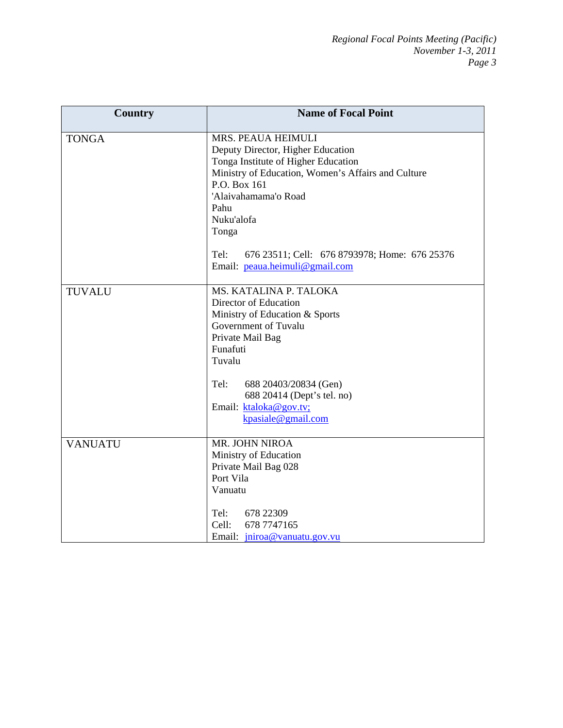| Country | Name of Focal Point |
|---|---|
| TONGA | MRS. PEAUA HEIMULI<br>Deputy Director, Higher Education<br>Tonga Institute of Higher Education<br>Ministry of Education, Women's Affairs and Culture<br>P.O. Box 161<br>'Alaivahamama'o Road<br>Pahu<br>Nuku'alofa<br>Tonga<br><br>Tel: 676 23511; Cell: 676 8793978; Home: 676 25376<br>Email: peaua.heimuli@gmail.com |
| TUVALU | MS. KATALINA P. TALOKA<br>Director of Education<br>Ministry of Education & Sports<br>Government of Tuvalu<br>Private Mail Bag<br>Funafuti<br>Tuvalu<br><br>Tel: 688 20403/20834 (Gen)<br>688 20414 (Dept's tel. no)<br>Email: ktaloka@gov.tv;<br>kpasiale@gmail.com |
| VANUATU | MR. JOHN NIROA<br>Ministry of Education<br>Private Mail Bag 028<br>Port Vila<br>Vanuatu<br><br>Tel: 678 22309<br>Cell: 678 7747165<br>Email: jniroa@vanuatu.gov.vu |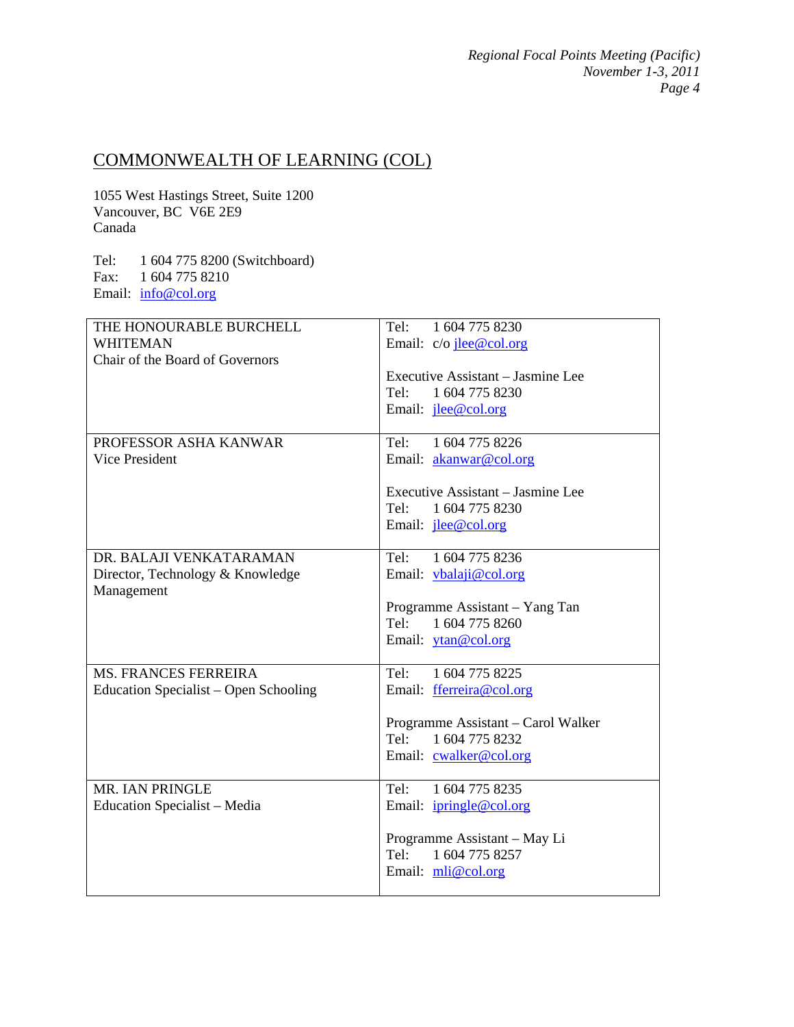## COMMONWEALTH OF LEARNING (COL)

1055 West Hastings Street, Suite 1200
Vancouver, BC V6E 2E9
Canada

Tel: 1 604 775 8200 (Switchboard)
Fax: 1 604 775 8210
Email: info@col.org

| | |
|---|---|
| THE HONOURABLE BURCHELL WHITEMAN<br>Chair of the Board of Governors | Tel: 1 604 775 8230<br>Email: c/o jlee@col.org<br><br>Executive Assistant – Jasmine Lee<br>Tel: 1 604 775 8230<br>Email: jlee@col.org |
| PROFESSOR ASHA KANWAR<br>Vice President | Tel: 1 604 775 8226<br>Email: akanwar@col.org<br><br>Executive Assistant – Jasmine Lee<br>Tel: 1 604 775 8230<br>Email: jlee@col.org |
| DR. BALAJI VENKATARAMAN<br>Director, Technology & Knowledge Management | Tel: 1 604 775 8236<br>Email: vbalaji@col.org<br><br>Programme Assistant – Yang Tan<br>Tel: 1 604 775 8260<br>Email: ytan@col.org |
| MS. FRANCES FERREIRA<br>Education Specialist – Open Schooling | Tel: 1 604 775 8225<br>Email: fferreira@col.org<br><br>Programme Assistant – Carol Walker<br>Tel: 1 604 775 8232<br>Email: cwalker@col.org |
| MR. IAN PRINGLE<br>Education Specialist – Media | Tel: 1 604 775 8235<br>Email: ipringle@col.org<br><br>Programme Assistant – May Li<br>Tel: 1 604 775 8257<br>Email: mli@col.org |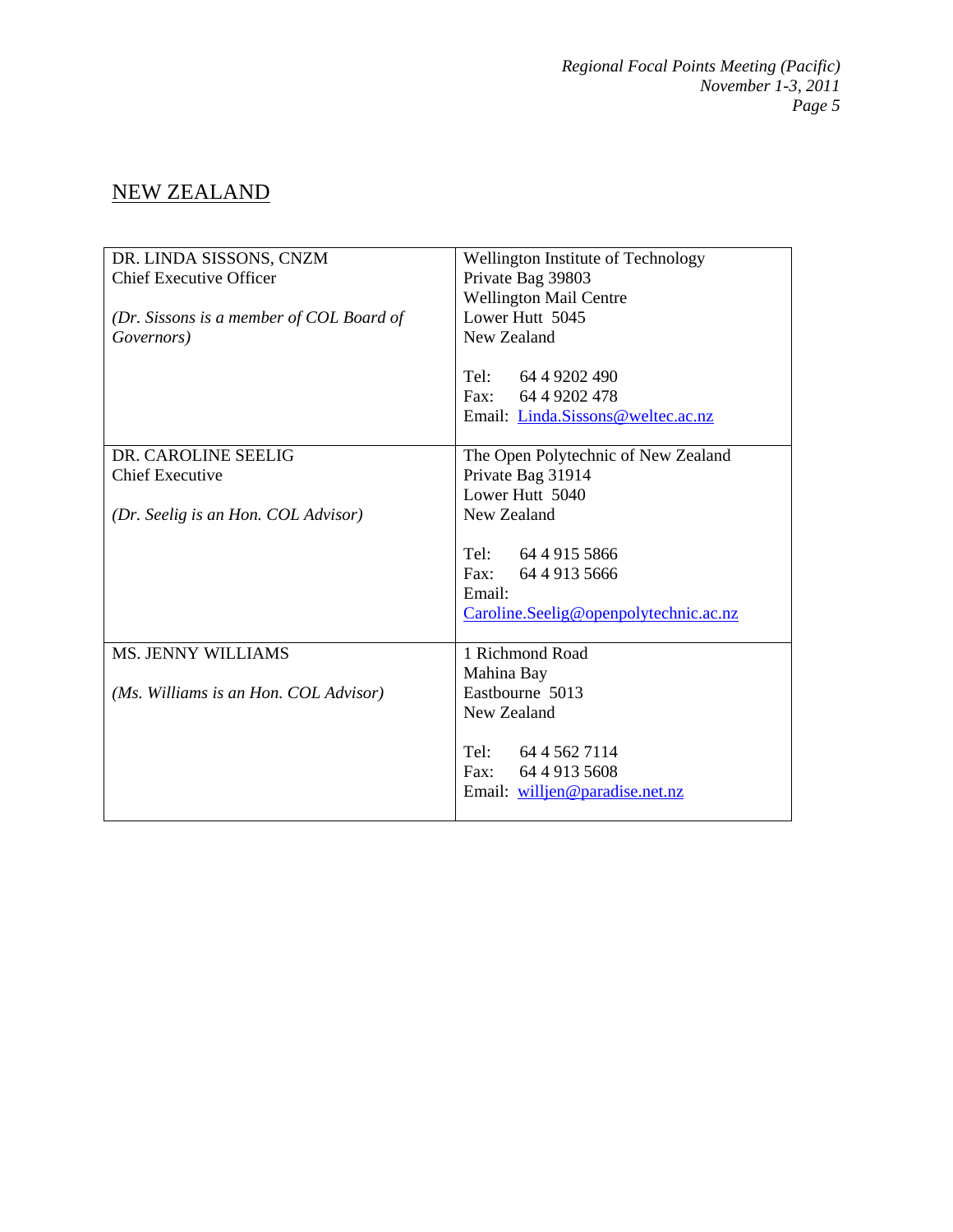## NEW ZEALAND

| | |
|---|---|
| DR. LINDA SISSONS, CNZM<br>Chief Executive Officer<br><br>*(Dr. Sissons is a member of COL Board of Governors)* | Wellington Institute of Technology<br>Private Bag 39803<br>Wellington Mail Centre<br>Lower Hutt 5045<br>New Zealand<br><br>Tel: 64 4 9202 490<br>Fax: 64 4 9202 478<br>Email: Linda.Sissons@weltec.ac.nz |
| DR. CAROLINE SEELIG<br>Chief Executive<br><br>*(Dr. Seelig is an Hon. COL Advisor)* | The Open Polytechnic of New Zealand<br>Private Bag 31914<br>Lower Hutt 5040<br>New Zealand<br><br>Tel: 64 4 915 5866<br>Fax: 64 4 913 5666<br>Email:<br>Caroline.Seelig@openpolytechnic.ac.nz |
| MS. JENNY WILLIAMS<br><br>*(Ms. Williams is an Hon. COL Advisor)* | 1 Richmond Road<br>Mahina Bay<br>Eastbourne 5013<br>New Zealand<br><br>Tel: 64 4 562 7114<br>Fax: 64 4 913 5608<br>Email: willjen@paradise.net.nz |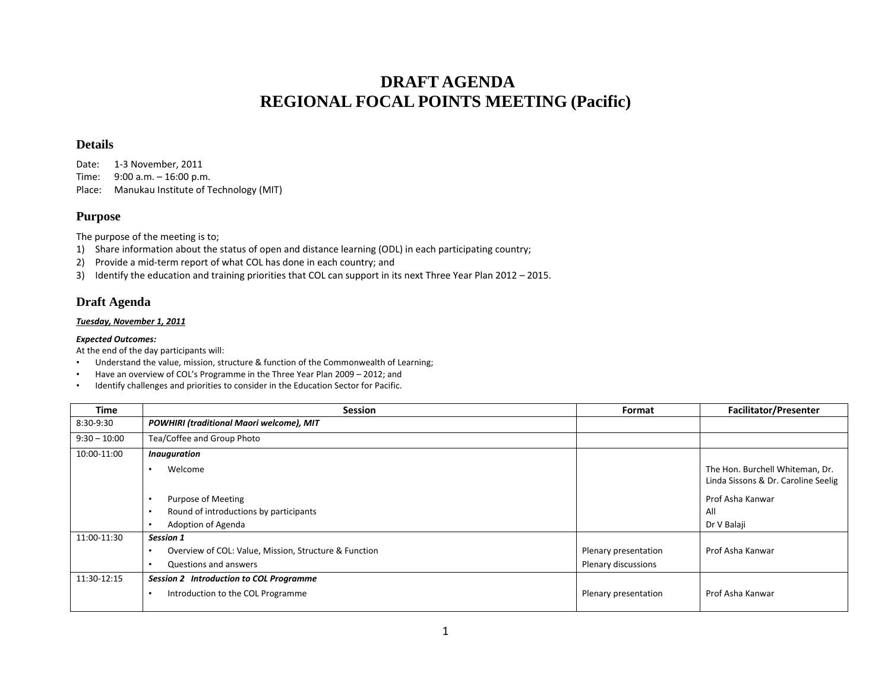# DRAFT AGENDA
# REGIONAL FOCAL POINTS MEETING (Pacific)

## Details

Date: 1-3 November, 2011
Time: 9:00 a.m. – 16:00 p.m.
Place: Manukau Institute of Technology (MIT)

## Purpose

The purpose of the meeting is to;

1) Share information about the status of open and distance learning (ODL) in each participating country;
2) Provide a mid-term report of what COL has done in each country; and
3) Identify the education and training priorities that COL can support in its next Three Year Plan 2012 – 2015.

## Draft Agenda

***Tuesday, November 1, 2011***

***Expected Outcomes:***

At the end of the day participants will:

- Understand the value, mission, structure & function of the Commonwealth of Learning;
- Have an overview of COL's Programme in the Three Year Plan 2009 – 2012; and
- Identify challenges and priorities to consider in the Education Sector for Pacific.

| Time | Session | Format | Facilitator/Presenter |
|---|---|---|---|
| 8:30-9:30 | ***POWHIRI (traditional Maori welcome), MIT*** | | |
| 9:30 – 10:00 | Tea/Coffee and Group Photo | | |
| 10:00-11:00 | ***Inauguration*** | | |
| | • Welcome | | The Hon. Burchell Whiteman, Dr. Linda Sissons & Dr. Caroline Seelig |
| | • Purpose of Meeting | | Prof Asha Kanwar |
| | • Round of introductions by participants | | All |
| | • Adoption of Agenda | | Dr V Balaji |
| 11:00-11:30 | ***Session 1*** | | |
| | • Overview of COL: Value, Mission, Structure & Function | Plenary presentation | Prof Asha Kanwar |
| | • Questions and answers | Plenary discussions | |
| 11:30-12:15 | ***Session 2 Introduction to COL Programme*** | | |
| | • Introduction to the COL Programme | Plenary presentation | Prof Asha Kanwar |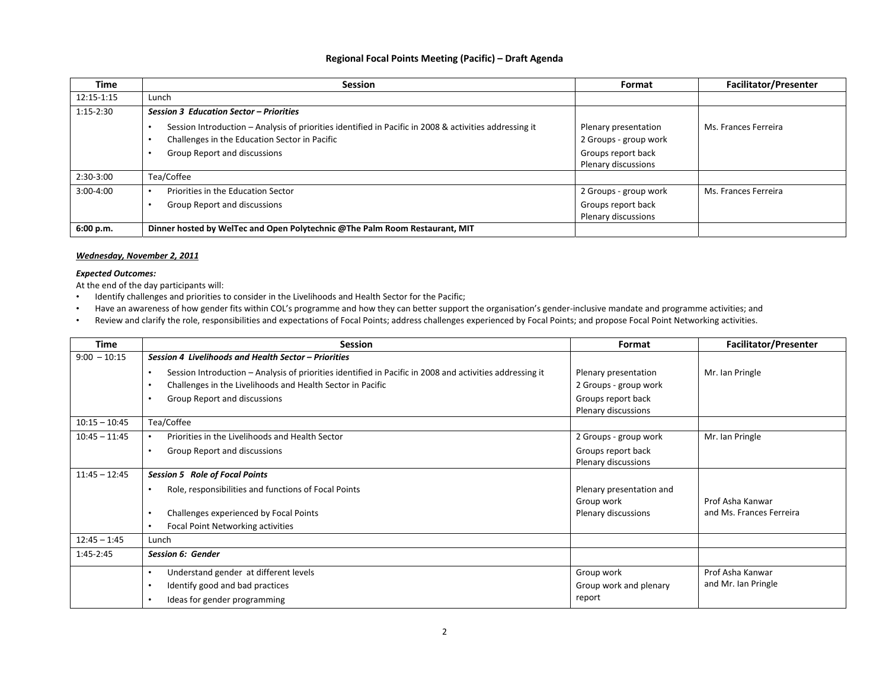## Regional Focal Points Meeting (Pacific) – Draft Agenda

| Time | Session | Format | Facilitator/Presenter |
|---|---|---|---|
| 12:15-1:15 | Lunch | | |
| 1:15-2:30 | ***Session 3 Education Sector – Priorities*** | | |
| | • Session Introduction – Analysis of priorities identified in Pacific in 2008 & activities addressing it<br>• Challenges in the Education Sector in Pacific<br>• Group Report and discussions | Plenary presentation<br>2 Groups - group work<br>Groups report back<br>Plenary discussions | Ms. Frances Ferreira |
| 2:30-3:00 | Tea/Coffee | | |
| 3:00-4:00 | • Priorities in the Education Sector<br>• Group Report and discussions | 2 Groups - group work<br>Groups report back<br>Plenary discussions | Ms. Frances Ferreira |
| **6:00 p.m.** | **Dinner hosted by WelTec and Open Polytechnic @The Palm Room Restaurant, MIT** | | |

***Wednesday, November 2, 2011***

***Expected Outcomes:***

At the end of the day participants will:

- Identify challenges and priorities to consider in the Livelihoods and Health Sector for the Pacific;
- Have an awareness of how gender fits within COL's programme and how they can better support the organisation's gender-inclusive mandate and programme activities; and
- Review and clarify the role, responsibilities and expectations of Focal Points; address challenges experienced by Focal Points; and propose Focal Point Networking activities.

| Time | Session | Format | Facilitator/Presenter |
|---|---|---|---|
| 9:00 – 10:15 | ***Session 4 Livelihoods and Health Sector – Priorities*** | | |
| | • Session Introduction – Analysis of priorities identified in Pacific in 2008 and activities addressing it<br>• Challenges in the Livelihoods and Health Sector in Pacific<br>• Group Report and discussions | Plenary presentation<br>2 Groups - group work<br>Groups report back<br>Plenary discussions | Mr. Ian Pringle |
| 10:15 – 10:45 | Tea/Coffee | | |
| 10:45 – 11:45 | • Priorities in the Livelihoods and Health Sector<br>• Group Report and discussions | 2 Groups - group work<br>Groups report back<br>Plenary discussions | Mr. Ian Pringle |
| 11:45 – 12:45 | ***Session 5 Role of Focal Points*** | | |
| | • Role, responsibilities and functions of Focal Points<br>• Challenges experienced by Focal Points<br>• Focal Point Networking activities | Plenary presentation and Group work<br>Plenary discussions | Prof Asha Kanwar and Ms. Frances Ferreira |
| 12:45 – 1:45 | Lunch | | |
| 1:45-2:45 | ***Session 6: Gender*** | | |
| | • Understand gender at different levels<br>• Identify good and bad practices<br>• Ideas for gender programming | Group work<br>Group work and plenary report | Prof Asha Kanwar and Mr. Ian Pringle |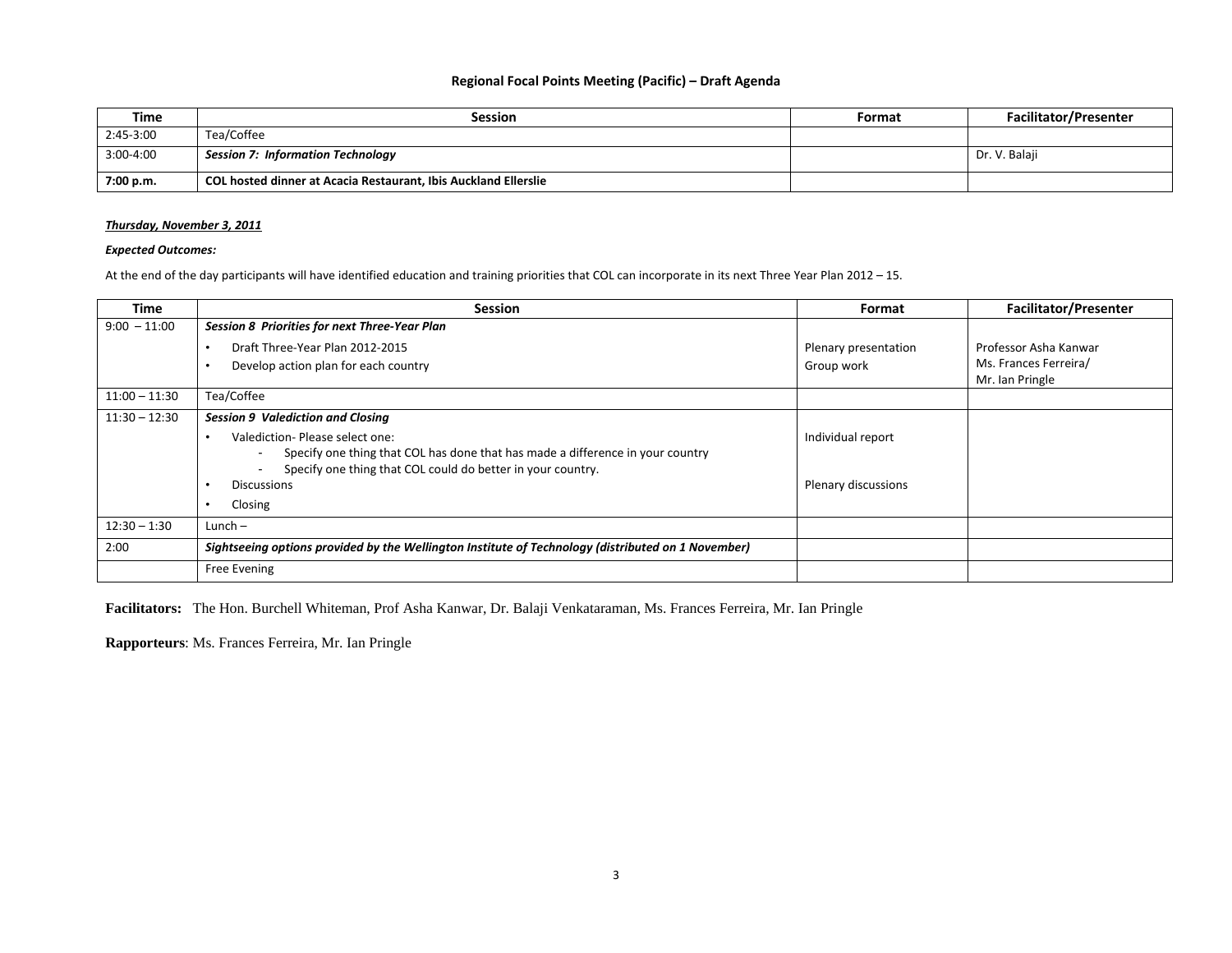**Regional Focal Points Meeting (Pacific) – Draft Agenda**

| Time | Session | Format | Facilitator/Presenter |
|---|---|---|---|
| 2:45-3:00 | Tea/Coffee | | |
| 3:00-4:00 | ***Session 7: Information Technology*** | | Dr. V. Balaji |
| **7:00 p.m.** | **COL hosted dinner at Acacia Restaurant, Ibis Auckland Ellerslie** | | |

***Thursday, November 3, 2011***

***Expected Outcomes:***

At the end of the day participants will have identified education and training priorities that COL can incorporate in its next Three Year Plan 2012 – 15.

| Time | Session | Format | Facilitator/Presenter |
|---|---|---|---|
| 9:00 – 11:00 | ***Session 8 Priorities for next Three-Year Plan*** <br> • Draft Three-Year Plan 2012-2015 <br> • Develop action plan for each country | Plenary presentation <br> Group work | Professor Asha Kanwar <br> Ms. Frances Ferreira/ Mr. Ian Pringle |
| 11:00 – 11:30 | Tea/Coffee | | |
| 11:30 – 12:30 | ***Session 9 Valediction and Closing*** <br> • Valediction- Please select one: <br> - Specify one thing that COL has done that has made a difference in your country <br> - Specify one thing that COL could do better in your country. <br> • Discussions <br> • Closing | Individual report <br> <br> Plenary discussions | |
| 12:30 – 1:30 | Lunch – | | |
| 2:00 | ***Sightseeing options provided by the Wellington Institute of Technology (distributed on 1 November)*** | | |
| | Free Evening | | |

**Facilitators:** The Hon. Burchell Whiteman, Prof Asha Kanwar, Dr. Balaji Venkataraman, Ms. Frances Ferreira, Mr. Ian Pringle

**Rapporteurs**: Ms. Frances Ferreira, Mr. Ian Pringle